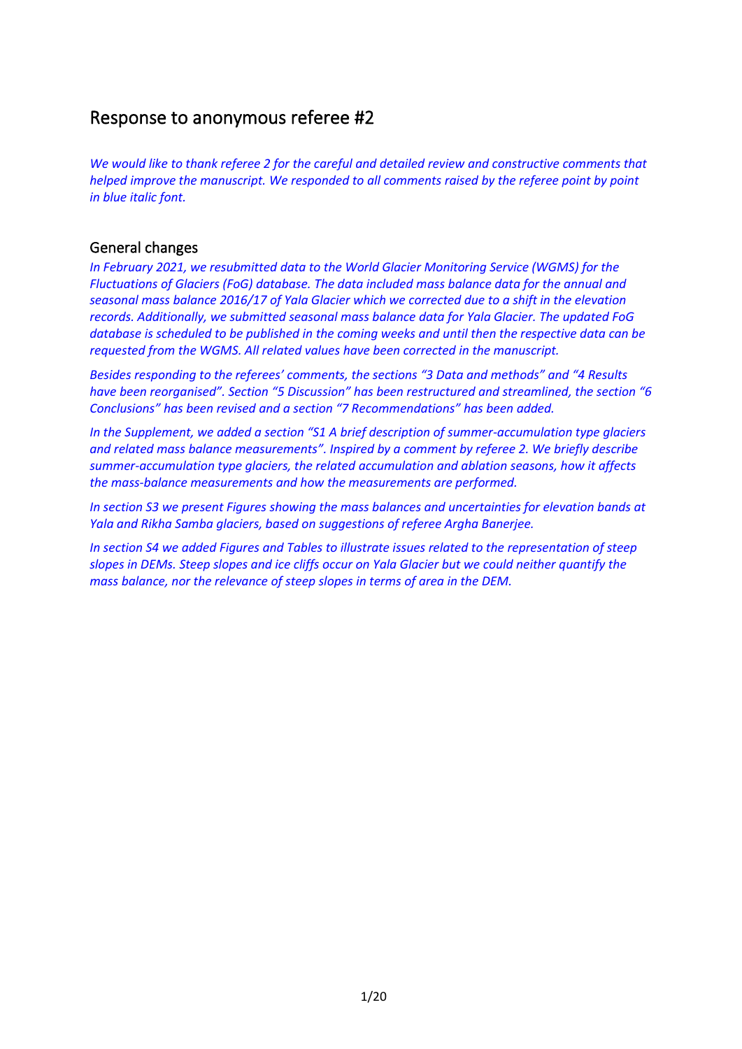# Response to anonymous referee #2

*We would like to thank referee 2 for the careful and detailed review and constructive comments that helped improve the manuscript. We responded to all comments raised by the referee point by point in blue italic font.*

## General changes

*In February 2021, we resubmitted data to the World Glacier Monitoring Service (WGMS) for the Fluctuations of Glaciers (FoG) database. The data included mass balance data for the annual and seasonal mass balance 2016/17 of Yala Glacier which we corrected due to a shift in the elevation records. Additionally, we submitted seasonal mass balance data for Yala Glacier. The updated FoG database is scheduled to be published in the coming weeks and until then the respective data can be requested from the WGMS. All related values have been corrected in the manuscript.*

*Besides responding to the referees' comments, the sections "3 Data and methods" and "4 Results have been reorganised". Section "5 Discussion" has been restructured and streamlined, the section "6 Conclusions" has been revised and a section "7 Recommendations" has been added.*

*In the Supplement, we added a section "S1 A brief description of summer-accumulation type glaciers and related mass balance measurements". Inspired by a comment by referee 2. We briefly describe summer-accumulation type glaciers, the related accumulation and ablation seasons, how it affects the mass-balance measurements and how the measurements are performed.*

*In section S3 we present Figures showing the mass balances and uncertainties for elevation bands at Yala and Rikha Samba glaciers, based on suggestions of referee Argha Banerjee.*

*In section S4 we added Figures and Tables to illustrate issues related to the representation of steep slopes in DEMs. Steep slopes and ice cliffs occur on Yala Glacier but we could neither quantify the mass balance, nor the relevance of steep slopes in terms of area in the DEM.*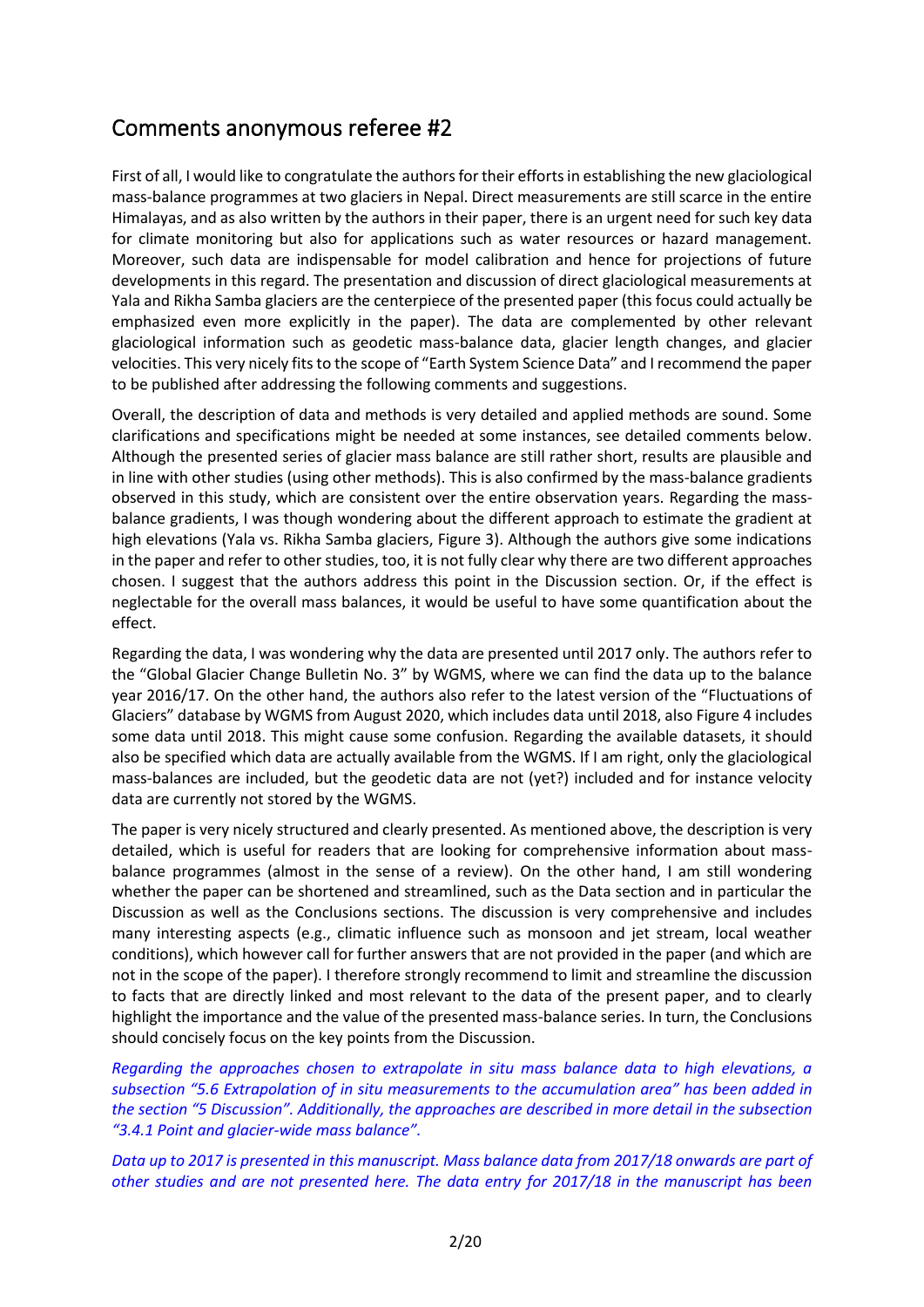## Comments anonymous referee #2

First of all, I would like to congratulate the authors for their efforts in establishing the new glaciological mass-balance programmes at two glaciers in Nepal. Direct measurements are still scarce in the entire Himalayas, and as also written by the authors in their paper, there is an urgent need for such key data for climate monitoring but also for applications such as water resources or hazard management. Moreover, such data are indispensable for model calibration and hence for projections of future developments in this regard. The presentation and discussion of direct glaciological measurements at Yala and Rikha Samba glaciers are the centerpiece of the presented paper (this focus could actually be emphasized even more explicitly in the paper). The data are complemented by other relevant glaciological information such as geodetic mass-balance data, glacier length changes, and glacier velocities. This very nicely fits to the scope of "Earth System Science Data" and I recommend the paper to be published after addressing the following comments and suggestions.

Overall, the description of data and methods is very detailed and applied methods are sound. Some clarifications and specifications might be needed at some instances, see detailed comments below. Although the presented series of glacier mass balance are still rather short, results are plausible and in line with other studies (using other methods). This is also confirmed by the mass-balance gradients observed in this study, which are consistent over the entire observation years. Regarding the mass-balance gradients, I was though wondering about the different approach to estimate the gradient at high elevations (Yala vs. Rikha Samba glaciers, Figure 3). Although the authors give some indications in the paper and refer to other studies, too, it is not fully clear why there are two different approaches chosen. I suggest that the authors address this point in the Discussion section. Or, if the effect is neglectable for the overall mass balances, it would be useful to have some quantification about the effect.

Regarding the data, I was wondering why the data are presented until 2017 only. The authors refer to the "Global Glacier Change Bulletin No. 3" by WGMS, where we can find the data up to the balance year 2016/17. On the other hand, the authors also refer to the latest version of the "Fluctuations of Glaciers" database by WGMS from August 2020, which includes data until 2018, also Figure 4 includes some data until 2018. This might cause some confusion. Regarding the available datasets, it should also be specified which data are actually available from the WGMS. If I am right, only the glaciological mass-balances are included, but the geodetic data are not (yet?) included and for instance velocity data are currently not stored by the WGMS.

The paper is very nicely structured and clearly presented. As mentioned above, the description is very detailed, which is useful for readers that are looking for comprehensive information about mass-balance programmes (almost in the sense of a review). On the other hand, I am still wondering whether the paper can be shortened and streamlined, such as the Data section and in particular the Discussion as well as the Conclusions sections. The discussion is very comprehensive and includes many interesting aspects (e.g., climatic influence such as monsoon and jet stream, local weather conditions), which however call for further answers that are not provided in the paper (and which are not in the scope of the paper). I therefore strongly recommend to limit and streamline the discussion to facts that are directly linked and most relevant to the data of the present paper, and to clearly highlight the importance and the value of the presented mass-balance series. In turn, the Conclusions should concisely focus on the key points from the Discussion.

*Regarding the approaches chosen to extrapolate in situ mass balance data to high elevations, a subsection "5.6 Extrapolation of in situ measurements to the accumulation area" has been added in the section "5 Discussion". Additionally, the approaches are described in more detail in the subsection "3.4.1 Point and glacier-wide mass balance".*

*Data up to 2017 is presented in this manuscript. Mass balance data from 2017/18 onwards are part of other studies and are not presented here. The data entry for 2017/18 in the manuscript has been*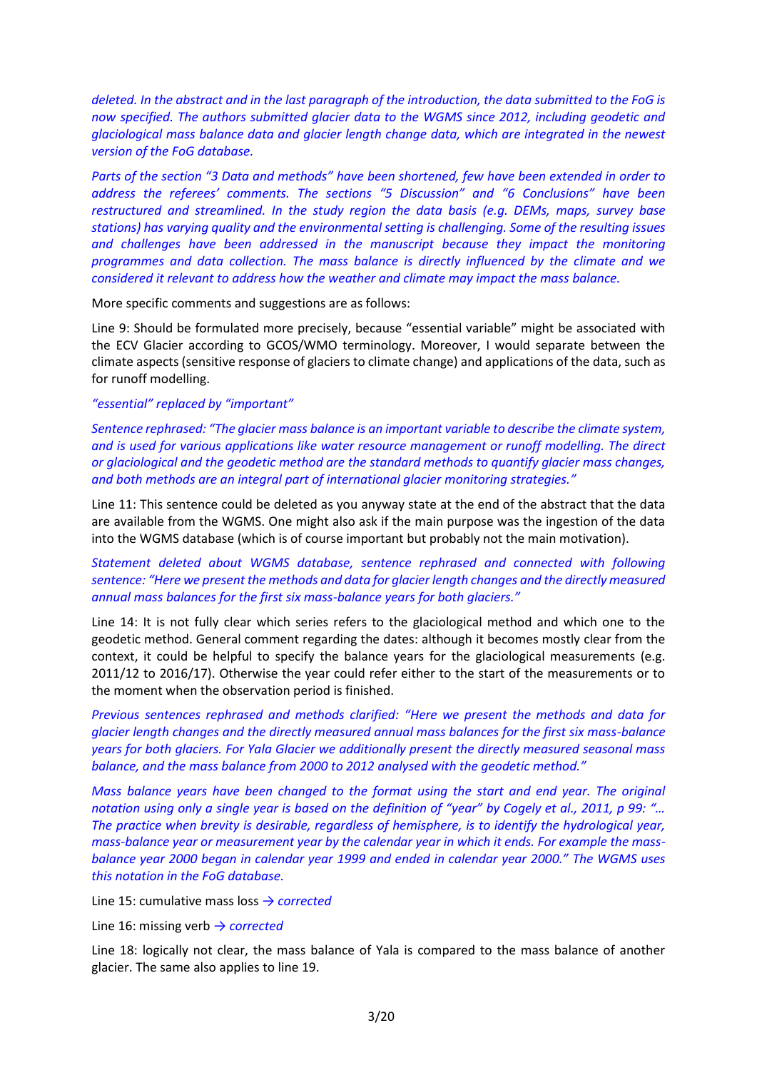*deleted. In the abstract and in the last paragraph of the introduction, the data submitted to the FoG is now specified. The authors submitted glacier data to the WGMS since 2012, including geodetic and glaciological mass balance data and glacier length change data, which are integrated in the newest version of the FoG database.*

*Parts of the section "3 Data and methods" have been shortened, few have been extended in order to address the referees' comments. The sections "5 Discussion" and "6 Conclusions" have been restructured and streamlined. In the study region the data basis (e.g. DEMs, maps, survey base stations) has varying quality and the environmental setting is challenging. Some of the resulting issues and challenges have been addressed in the manuscript because they impact the monitoring programmes and data collection. The mass balance is directly influenced by the climate and we considered it relevant to address how the weather and climate may impact the mass balance.*

More specific comments and suggestions are as follows:

Line 9: Should be formulated more precisely, because "essential variable" might be associated with the ECV Glacier according to GCOS/WMO terminology. Moreover, I would separate between the climate aspects (sensitive response of glaciers to climate change) and applications of the data, such as for runoff modelling.

*"essential" replaced by "important"*

*Sentence rephrased: "The glacier mass balance is an important variable to describe the climate system, and is used for various applications like water resource management or runoff modelling. The direct or glaciological and the geodetic method are the standard methods to quantify glacier mass changes, and both methods are an integral part of international glacier monitoring strategies."*

Line 11: This sentence could be deleted as you anyway state at the end of the abstract that the data are available from the WGMS. One might also ask if the main purpose was the ingestion of the data into the WGMS database (which is of course important but probably not the main motivation).

*Statement deleted about WGMS database, sentence rephrased and connected with following sentence: "Here we present the methods and data for glacier length changes and the directly measured annual mass balances for the first six mass-balance years for both glaciers."*

Line 14: It is not fully clear which series refers to the glaciological method and which one to the geodetic method. General comment regarding the dates: although it becomes mostly clear from the context, it could be helpful to specify the balance years for the glaciological measurements (e.g. 2011/12 to 2016/17). Otherwise the year could refer either to the start of the measurements or to the moment when the observation period is finished.

*Previous sentences rephrased and methods clarified: "Here we present the methods and data for glacier length changes and the directly measured annual mass balances for the first six mass-balance years for both glaciers. For Yala Glacier we additionally present the directly measured seasonal mass balance, and the mass balance from 2000 to 2012 analysed with the geodetic method."*

*Mass balance years have been changed to the format using the start and end year. The original notation using only a single year is based on the definition of "year" by Cogely et al., 2011, p 99: "… The practice when brevity is desirable, regardless of hemisphere, is to identify the hydrological year, mass-balance year or measurement year by the calendar year in which it ends. For example the mass-balance year 2000 began in calendar year 1999 and ended in calendar year 2000." The WGMS uses this notation in the FoG database.*

Line 15: cumulative mass loss *→ corrected*

Line 16: missing verb *→ corrected*

Line 18: logically not clear, the mass balance of Yala is compared to the mass balance of another glacier. The same also applies to line 19.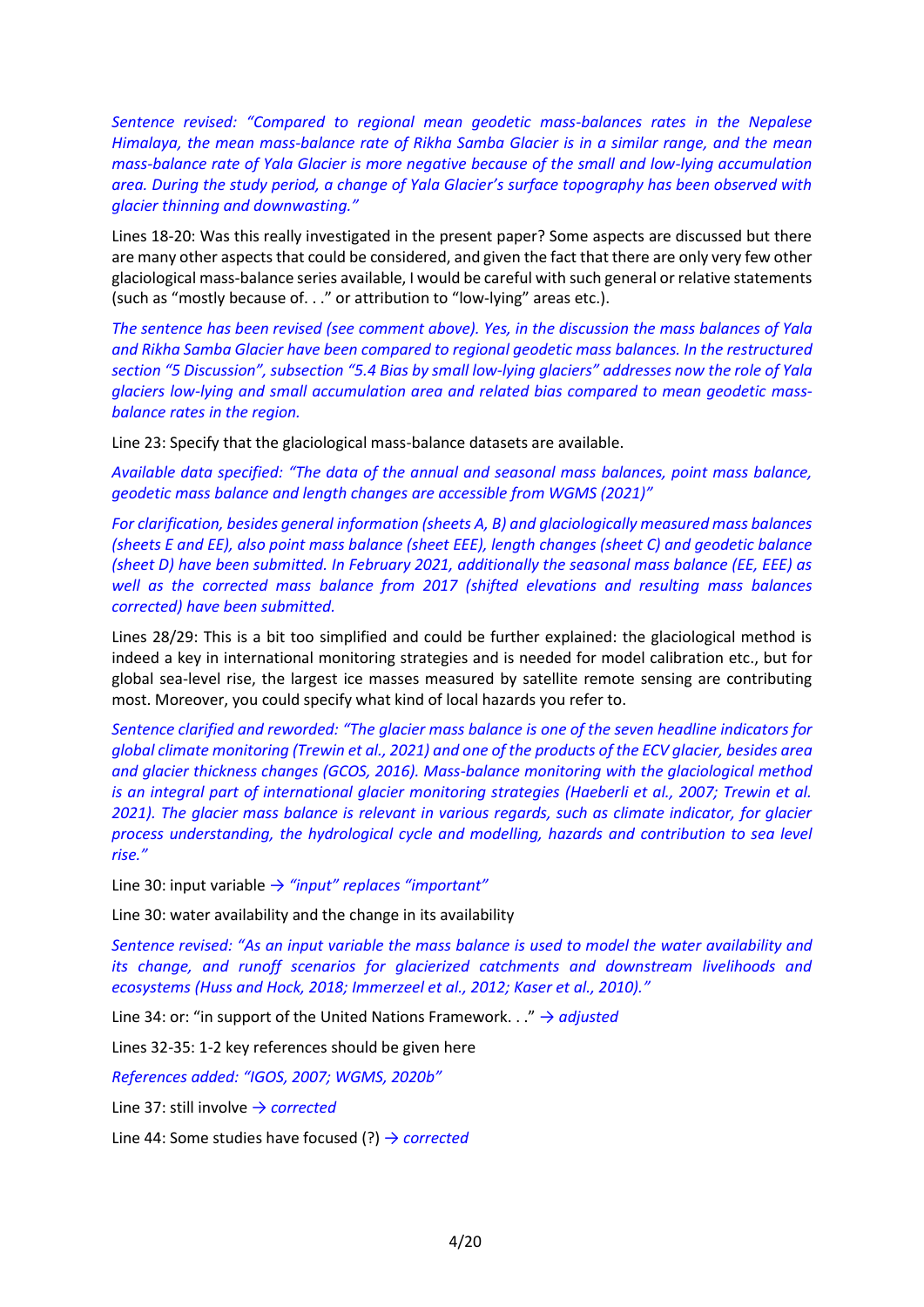*Sentence revised: "Compared to regional mean geodetic mass-balances rates in the Nepalese Himalaya, the mean mass-balance rate of Rikha Samba Glacier is in a similar range, and the mean mass-balance rate of Yala Glacier is more negative because of the small and low-lying accumulation area. During the study period, a change of Yala Glacier's surface topography has been observed with glacier thinning and downwasting."*

Lines 18-20: Was this really investigated in the present paper? Some aspects are discussed but there are many other aspects that could be considered, and given the fact that there are only very few other glaciological mass-balance series available, I would be careful with such general or relative statements (such as "mostly because of. . ." or attribution to "low-lying" areas etc.).

*The sentence has been revised (see comment above). Yes, in the discussion the mass balances of Yala and Rikha Samba Glacier have been compared to regional geodetic mass balances. In the restructured section "5 Discussion", subsection "5.4 Bias by small low-lying glaciers" addresses now the role of Yala glaciers low-lying and small accumulation area and related bias compared to mean geodetic mass-balance rates in the region.*

Line 23: Specify that the glaciological mass-balance datasets are available.

*Available data specified: "The data of the annual and seasonal mass balances, point mass balance, geodetic mass balance and length changes are accessible from WGMS (2021)"*

*For clarification, besides general information (sheets A, B) and glaciologically measured mass balances (sheets E and EE), also point mass balance (sheet EEE), length changes (sheet C) and geodetic balance (sheet D) have been submitted. In February 2021, additionally the seasonal mass balance (EE, EEE) as well as the corrected mass balance from 2017 (shifted elevations and resulting mass balances corrected) have been submitted.*

Lines 28/29: This is a bit too simplified and could be further explained: the glaciological method is indeed a key in international monitoring strategies and is needed for model calibration etc., but for global sea-level rise, the largest ice masses measured by satellite remote sensing are contributing most. Moreover, you could specify what kind of local hazards you refer to.

*Sentence clarified and reworded: "The glacier mass balance is one of the seven headline indicators for global climate monitoring (Trewin et al., 2021) and one of the products of the ECV glacier, besides area and glacier thickness changes (GCOS, 2016). Mass-balance monitoring with the glaciological method is an integral part of international glacier monitoring strategies (Haeberli et al., 2007; Trewin et al. 2021). The glacier mass balance is relevant in various regards, such as climate indicator, for glacier process understanding, the hydrological cycle and modelling, hazards and contribution to sea level rise."*

Line 30: input variable → *"input" replaces "important"*

Line 30: water availability and the change in its availability

*Sentence revised: "As an input variable the mass balance is used to model the water availability and its change, and runoff scenarios for glacierized catchments and downstream livelihoods and ecosystems (Huss and Hock, 2018; Immerzeel et al., 2012; Kaser et al., 2010)."*

Line 34: or: "in support of the United Nations Framework. . ." → *adjusted*

Lines 32-35: 1-2 key references should be given here

*References added: "IGOS, 2007; WGMS, 2020b"*

Line 37: still involve → *corrected*

Line 44: Some studies have focused (?) → *corrected*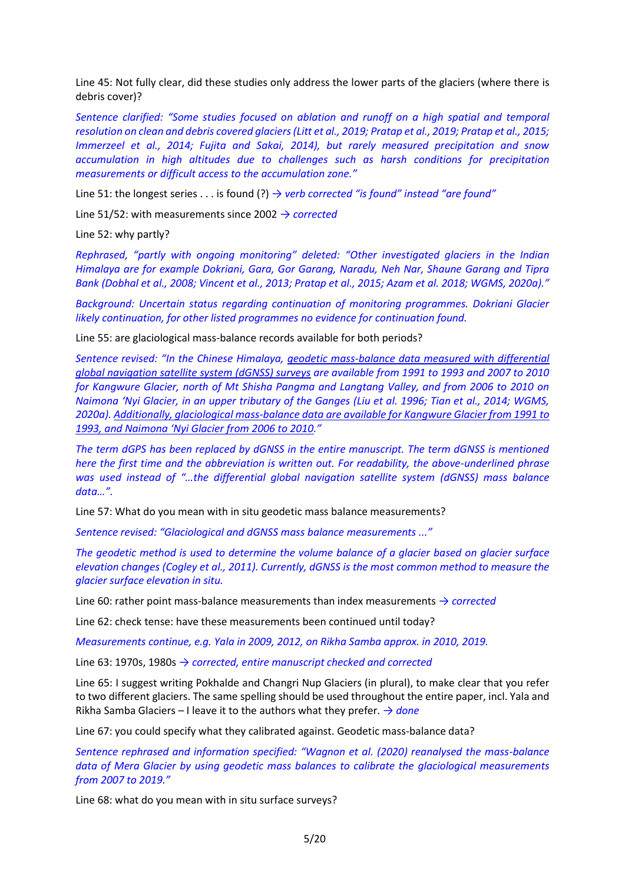Line 45: Not fully clear, did these studies only address the lower parts of the glaciers (where there is debris cover)?

*Sentence clarified: "Some studies focused on ablation and runoff on a high spatial and temporal resolution on clean and debris covered glaciers (Litt et al., 2019; Pratap et al., 2019; Pratap et al., 2015; Immerzeel et al., 2014; Fujita and Sakai, 2014), but rarely measured precipitation and snow accumulation in high altitudes due to challenges such as harsh conditions for precipitation measurements or difficult access to the accumulation zone."*

Line 51: the longest series . . . is found (?) → *verb corrected "is found" instead "are found"*

Line 51/52: with measurements since 2002 → *corrected*

Line 52: why partly?

*Rephrased, "partly with ongoing monitoring" deleted: "Other investigated glaciers in the Indian Himalaya are for example Dokriani, Gara, Gor Garang, Naradu, Neh Nar, Shaune Garang and Tipra Bank (Dobhal et al., 2008; Vincent et al., 2013; Pratap et al., 2015; Azam et al. 2018; WGMS, 2020a)."*

*Background: Uncertain status regarding continuation of monitoring programmes. Dokriani Glacier likely continuation, for other listed programmes no evidence for continuation found.*

Line 55: are glaciological mass-balance records available for both periods?

*Sentence revised: "In the Chinese Himalaya, <u>geodetic mass-balance data measured with differential global navigation satellite system (dGNSS) surveys</u> are available from 1991 to 1993 and 2007 to 2010 for Kangwure Glacier, north of Mt Shisha Pangma and Langtang Valley, and from 2006 to 2010 on Naimona 'Nyi Glacier, in an upper tributary of the Ganges (Liu et al. 1996; Tian et al., 2014; WGMS, 2020a). <u>Additionally, glaciological mass-balance data are available for Kangwure Glacier from 1991 to 1993, and Naimona 'Nyi Glacier from 2006 to 2010</u>."*

*The term dGPS has been replaced by dGNSS in the entire manuscript. The term dGNSS is mentioned here the first time and the abbreviation is written out. For readability, the above-underlined phrase was used instead of "…the differential global navigation satellite system (dGNSS) mass balance data…".*

Line 57: What do you mean with in situ geodetic mass balance measurements?

*Sentence revised: "Glaciological and dGNSS mass balance measurements ..."*

*The geodetic method is used to determine the volume balance of a glacier based on glacier surface elevation changes (Cogley et al., 2011). Currently, dGNSS is the most common method to measure the glacier surface elevation in situ.*

Line 60: rather point mass-balance measurements than index measurements → *corrected*

Line 62: check tense: have these measurements been continued until today?

*Measurements continue, e.g. Yala in 2009, 2012, on Rikha Samba approx. in 2010, 2019.*

Line 63: 1970s, 1980s → *corrected, entire manuscript checked and corrected*

Line 65: I suggest writing Pokhalde and Changri Nup Glaciers (in plural), to make clear that you refer to two different glaciers. The same spelling should be used throughout the entire paper, incl. Yala and Rikha Samba Glaciers – I leave it to the authors what they prefer. → *done*

Line 67: you could specify what they calibrated against. Geodetic mass-balance data?

*Sentence rephrased and information specified: "Wagnon et al. (2020) reanalysed the mass-balance data of Mera Glacier by using geodetic mass balances to calibrate the glaciological measurements from 2007 to 2019."*

Line 68: what do you mean with in situ surface surveys?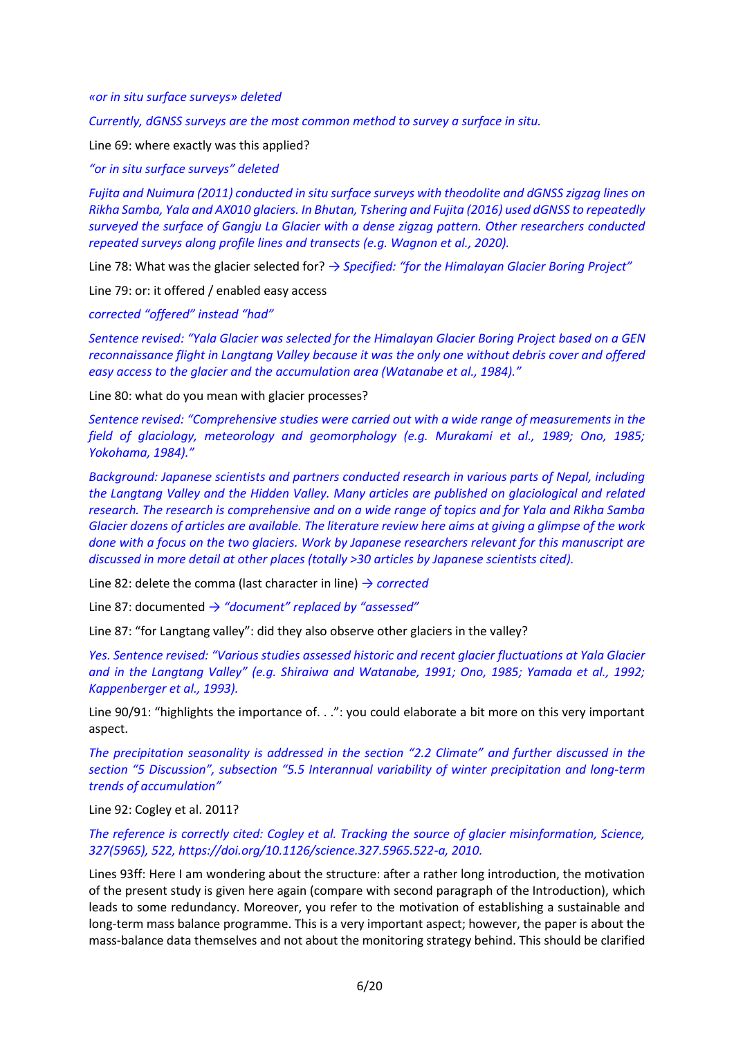*«or in situ surface surveys» deleted*

*Currently, dGNSS surveys are the most common method to survey a surface in situ.*

Line 69: where exactly was this applied?

*"or in situ surface surveys" deleted*

*Fujita and Nuimura (2011) conducted in situ surface surveys with theodolite and dGNSS zigzag lines on Rikha Samba, Yala and AX010 glaciers. In Bhutan, Tshering and Fujita (2016) used dGNSS to repeatedly surveyed the surface of Gangju La Glacier with a dense zigzag pattern. Other researchers conducted repeated surveys along profile lines and transects (e.g. Wagnon et al., 2020).*

Line 78: What was the glacier selected for? *→ Specified: "for the Himalayan Glacier Boring Project"*

Line 79: or: it offered / enabled easy access

*corrected "offered" instead "had"*

*Sentence revised: "Yala Glacier was selected for the Himalayan Glacier Boring Project based on a GEN reconnaissance flight in Langtang Valley because it was the only one without debris cover and offered easy access to the glacier and the accumulation area (Watanabe et al., 1984)."*

Line 80: what do you mean with glacier processes?

*Sentence revised: "Comprehensive studies were carried out with a wide range of measurements in the field of glaciology, meteorology and geomorphology (e.g. Murakami et al., 1989; Ono, 1985; Yokohama, 1984)."*

*Background: Japanese scientists and partners conducted research in various parts of Nepal, including the Langtang Valley and the Hidden Valley. Many articles are published on glaciological and related research. The research is comprehensive and on a wide range of topics and for Yala and Rikha Samba Glacier dozens of articles are available. The literature review here aims at giving a glimpse of the work done with a focus on the two glaciers. Work by Japanese researchers relevant for this manuscript are discussed in more detail at other places (totally >30 articles by Japanese scientists cited).*

Line 82: delete the comma (last character in line) *→ corrected*

Line 87: documented *→ "document" replaced by "assessed"*

Line 87: "for Langtang valley": did they also observe other glaciers in the valley?

*Yes. Sentence revised: "Various studies assessed historic and recent glacier fluctuations at Yala Glacier and in the Langtang Valley" (e.g. Shiraiwa and Watanabe, 1991; Ono, 1985; Yamada et al., 1992; Kappenberger et al., 1993).*

Line 90/91: "highlights the importance of. . .": you could elaborate a bit more on this very important aspect.

*The precipitation seasonality is addressed in the section "2.2 Climate" and further discussed in the section "5 Discussion", subsection "5.5 Interannual variability of winter precipitation and long-term trends of accumulation"*

Line 92: Cogley et al. 2011?

*The reference is correctly cited: Cogley et al. Tracking the source of glacier misinformation, Science, 327(5965), 522, https://doi.org/10.1126/science.327.5965.522-a, 2010.*

Lines 93ff: Here I am wondering about the structure: after a rather long introduction, the motivation of the present study is given here again (compare with second paragraph of the Introduction), which leads to some redundancy. Moreover, you refer to the motivation of establishing a sustainable and long-term mass balance programme. This is a very important aspect; however, the paper is about the mass-balance data themselves and not about the monitoring strategy behind. This should be clarified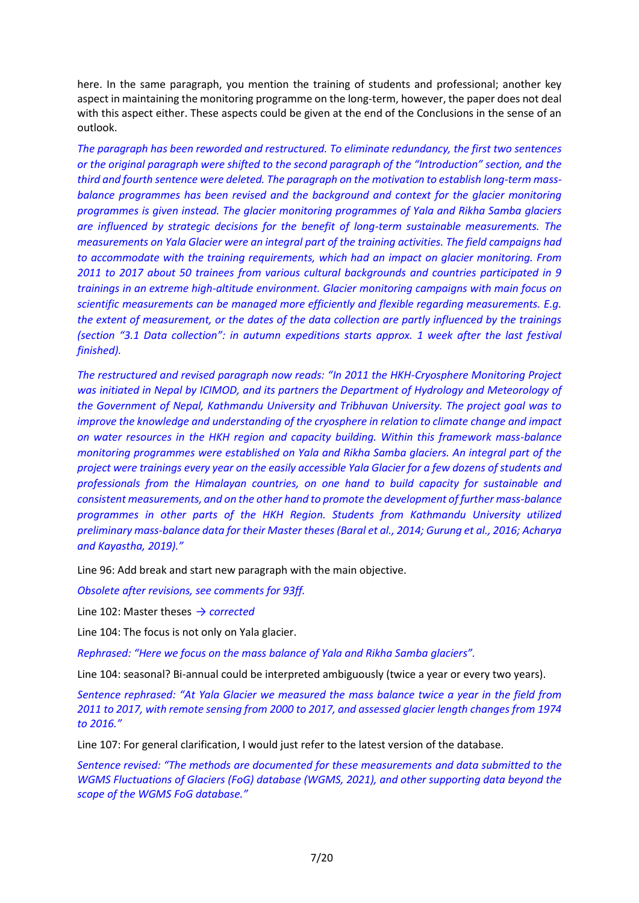here. In the same paragraph, you mention the training of students and professional; another key aspect in maintaining the monitoring programme on the long-term, however, the paper does not deal with this aspect either. These aspects could be given at the end of the Conclusions in the sense of an outlook.

*The paragraph has been reworded and restructured. To eliminate redundancy, the first two sentences or the original paragraph were shifted to the second paragraph of the "Introduction" section, and the third and fourth sentence were deleted. The paragraph on the motivation to establish long-term mass-balance programmes has been revised and the background and context for the glacier monitoring programmes is given instead. The glacier monitoring programmes of Yala and Rikha Samba glaciers are influenced by strategic decisions for the benefit of long-term sustainable measurements. The measurements on Yala Glacier were an integral part of the training activities. The field campaigns had to accommodate with the training requirements, which had an impact on glacier monitoring. From 2011 to 2017 about 50 trainees from various cultural backgrounds and countries participated in 9 trainings in an extreme high-altitude environment. Glacier monitoring campaigns with main focus on scientific measurements can be managed more efficiently and flexible regarding measurements. E.g. the extent of measurement, or the dates of the data collection are partly influenced by the trainings (section "3.1 Data collection": in autumn expeditions starts approx. 1 week after the last festival finished).*

*The restructured and revised paragraph now reads: "In 2011 the HKH-Cryosphere Monitoring Project was initiated in Nepal by ICIMOD, and its partners the Department of Hydrology and Meteorology of the Government of Nepal, Kathmandu University and Tribhuvan University. The project goal was to improve the knowledge and understanding of the cryosphere in relation to climate change and impact on water resources in the HKH region and capacity building. Within this framework mass-balance monitoring programmes were established on Yala and Rikha Samba glaciers. An integral part of the project were trainings every year on the easily accessible Yala Glacier for a few dozens of students and professionals from the Himalayan countries, on one hand to build capacity for sustainable and consistent measurements, and on the other hand to promote the development of further mass-balance programmes in other parts of the HKH Region. Students from Kathmandu University utilized preliminary mass-balance data for their Master theses (Baral et al., 2014; Gurung et al., 2016; Acharya and Kayastha, 2019)."*

Line 96: Add break and start new paragraph with the main objective.

*Obsolete after revisions, see comments for 93ff.*

Line 102: Master theses *→ corrected*

Line 104: The focus is not only on Yala glacier.

*Rephrased: "Here we focus on the mass balance of Yala and Rikha Samba glaciers".*

Line 104: seasonal? Bi-annual could be interpreted ambiguously (twice a year or every two years).

*Sentence rephrased: "At Yala Glacier we measured the mass balance twice a year in the field from 2011 to 2017, with remote sensing from 2000 to 2017, and assessed glacier length changes from 1974 to 2016."*

Line 107: For general clarification, I would just refer to the latest version of the database.

*Sentence revised: "The methods are documented for these measurements and data submitted to the WGMS Fluctuations of Glaciers (FoG) database (WGMS, 2021), and other supporting data beyond the scope of the WGMS FoG database."*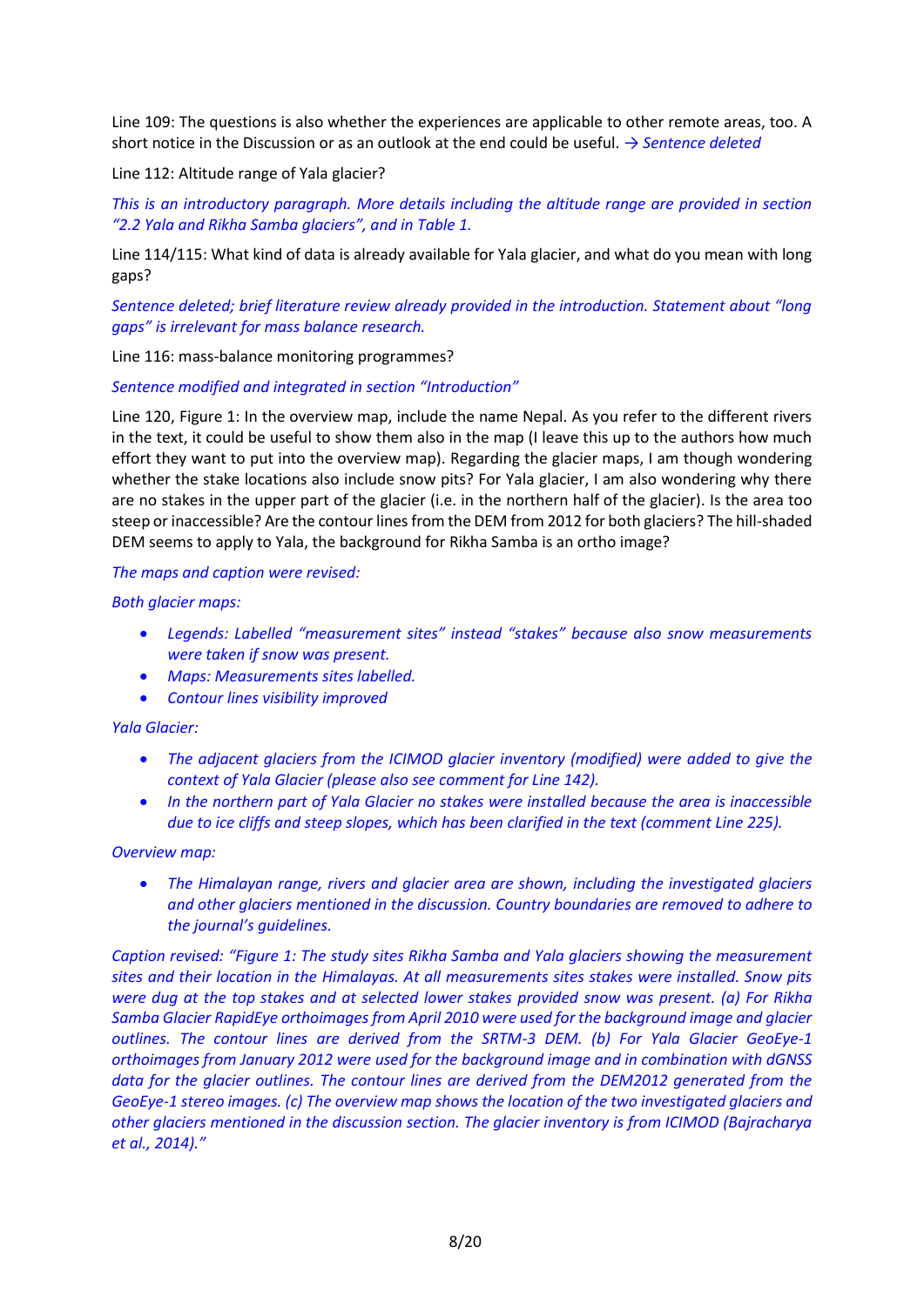Line 109: The questions is also whether the experiences are applicable to other remote areas, too. A short notice in the Discussion or as an outlook at the end could be useful. *→ Sentence deleted*

Line 112: Altitude range of Yala glacier?

*This is an introductory paragraph. More details including the altitude range are provided in section "2.2 Yala and Rikha Samba glaciers", and in Table 1.*

Line 114/115: What kind of data is already available for Yala glacier, and what do you mean with long gaps?

*Sentence deleted; brief literature review already provided in the introduction. Statement about "long gaps" is irrelevant for mass balance research.*

Line 116: mass-balance monitoring programmes?

*Sentence modified and integrated in section "Introduction"*

Line 120, Figure 1: In the overview map, include the name Nepal. As you refer to the different rivers in the text, it could be useful to show them also in the map (I leave this up to the authors how much effort they want to put into the overview map). Regarding the glacier maps, I am though wondering whether the stake locations also include snow pits? For Yala glacier, I am also wondering why there are no stakes in the upper part of the glacier (i.e. in the northern half of the glacier). Is the area too steep or inaccessible? Are the contour lines from the DEM from 2012 for both glaciers? The hill-shaded DEM seems to apply to Yala, the background for Rikha Samba is an ortho image?

*The maps and caption were revised:*

*Both glacier maps:*

- *Legends: Labelled "measurement sites" instead "stakes" because also snow measurements were taken if snow was present.*
- *Maps: Measurements sites labelled.*
- *Contour lines visibility improved*

*Yala Glacier:*

- *The adjacent glaciers from the ICIMOD glacier inventory (modified) were added to give the context of Yala Glacier (please also see comment for Line 142).*
- *In the northern part of Yala Glacier no stakes were installed because the area is inaccessible due to ice cliffs and steep slopes, which has been clarified in the text (comment Line 225).*

*Overview map:*

- *The Himalayan range, rivers and glacier area are shown, including the investigated glaciers and other glaciers mentioned in the discussion. Country boundaries are removed to adhere to the journal's guidelines.*

*Caption revised: "Figure 1: The study sites Rikha Samba and Yala glaciers showing the measurement sites and their location in the Himalayas. At all measurements sites stakes were installed. Snow pits were dug at the top stakes and at selected lower stakes provided snow was present. (a) For Rikha Samba Glacier RapidEye orthoimages from April 2010 were used for the background image and glacier outlines. The contour lines are derived from the SRTM-3 DEM. (b) For Yala Glacier GeoEye-1 orthoimages from January 2012 were used for the background image and in combination with dGNSS data for the glacier outlines. The contour lines are derived from the DEM2012 generated from the GeoEye-1 stereo images. (c) The overview map shows the location of the two investigated glaciers and other glaciers mentioned in the discussion section. The glacier inventory is from ICIMOD (Bajracharya et al., 2014)."*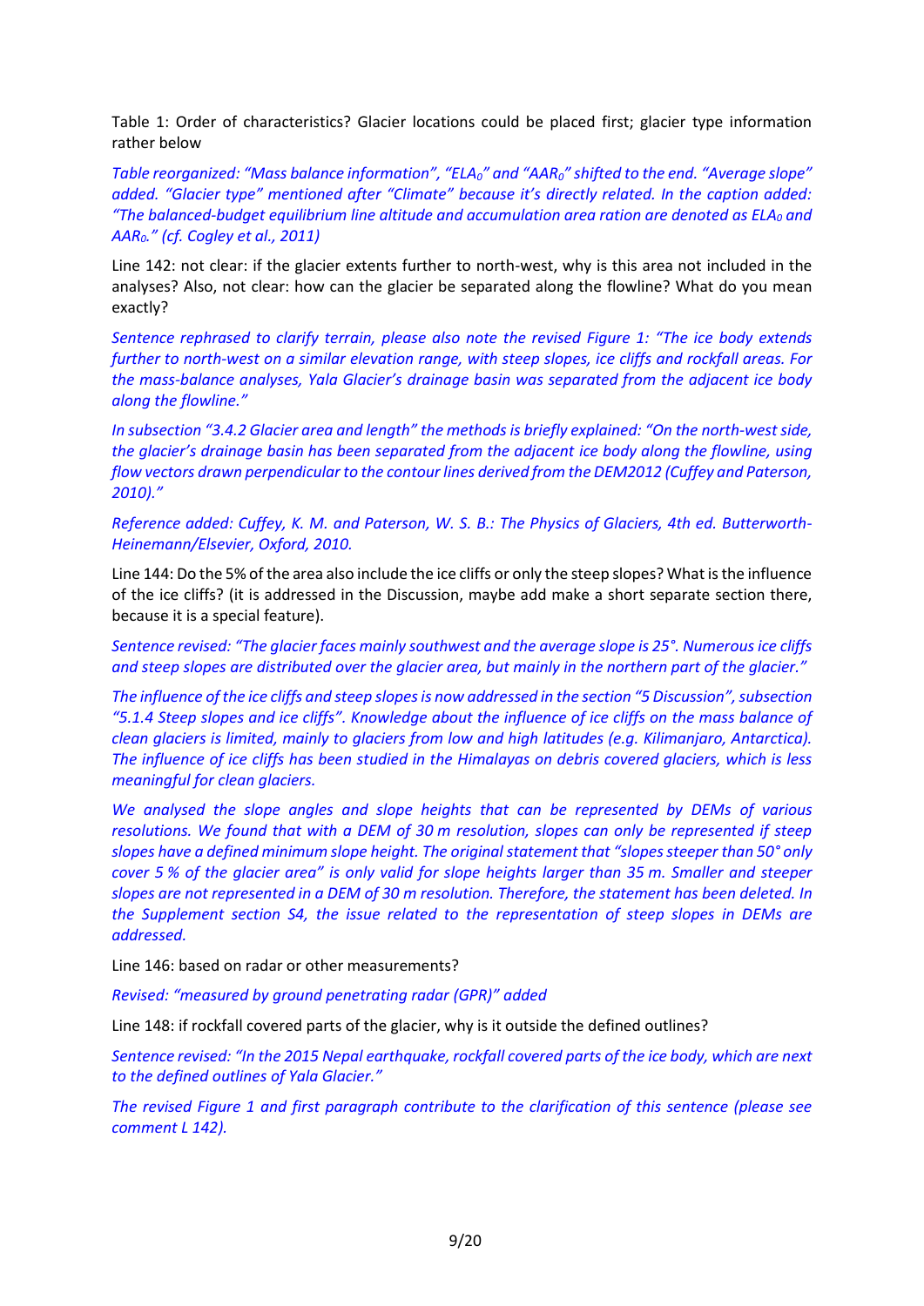Table 1: Order of characteristics? Glacier locations could be placed first; glacier type information rather below

*Table reorganized: "Mass balance information", "$ELA_0$" and "$AAR_0$" shifted to the end. "Average slope" added. "Glacier type" mentioned after "Climate" because it's directly related. In the caption added: "The balanced-budget equilibrium line altitude and accumulation area ration are denoted as $ELA_0$ and $AAR_0$." (cf. Cogley et al., 2011)*

Line 142: not clear: if the glacier extents further to north-west, why is this area not included in the analyses? Also, not clear: how can the glacier be separated along the flowline? What do you mean exactly?

*Sentence rephrased to clarify terrain, please also note the revised Figure 1: "The ice body extends further to north-west on a similar elevation range, with steep slopes, ice cliffs and rockfall areas. For the mass-balance analyses, Yala Glacier's drainage basin was separated from the adjacent ice body along the flowline."*

*In subsection "3.4.2 Glacier area and length" the methods is briefly explained: "On the north-west side, the glacier's drainage basin has been separated from the adjacent ice body along the flowline, using flow vectors drawn perpendicular to the contour lines derived from the DEM2012 (Cuffey and Paterson, 2010)."*

*Reference added: Cuffey, K. M. and Paterson, W. S. B.: The Physics of Glaciers, 4th ed. Butterworth-Heinemann/Elsevier, Oxford, 2010.*

Line 144: Do the 5% of the area also include the ice cliffs or only the steep slopes? What is the influence of the ice cliffs? (it is addressed in the Discussion, maybe add make a short separate section there, because it is a special feature).

*Sentence revised: "The glacier faces mainly southwest and the average slope is 25°. Numerous ice cliffs and steep slopes are distributed over the glacier area, but mainly in the northern part of the glacier."*

*The influence of the ice cliffs and steep slopes is now addressed in the section "5 Discussion", subsection "5.1.4 Steep slopes and ice cliffs". Knowledge about the influence of ice cliffs on the mass balance of clean glaciers is limited, mainly to glaciers from low and high latitudes (e.g. Kilimanjaro, Antarctica). The influence of ice cliffs has been studied in the Himalayas on debris covered glaciers, which is less meaningful for clean glaciers.*

*We analysed the slope angles and slope heights that can be represented by DEMs of various resolutions. We found that with a DEM of 30 m resolution, slopes can only be represented if steep slopes have a defined minimum slope height. The original statement that "slopes steeper than 50° only cover 5 % of the glacier area" is only valid for slope heights larger than 35 m. Smaller and steeper slopes are not represented in a DEM of 30 m resolution. Therefore, the statement has been deleted. In the Supplement section S4, the issue related to the representation of steep slopes in DEMs are addressed.*

Line 146: based on radar or other measurements?

*Revised: "measured by ground penetrating radar (GPR)" added*

Line 148: if rockfall covered parts of the glacier, why is it outside the defined outlines?

*Sentence revised: "In the 2015 Nepal earthquake, rockfall covered parts of the ice body, which are next to the defined outlines of Yala Glacier."*

*The revised Figure 1 and first paragraph contribute to the clarification of this sentence (please see comment L 142).*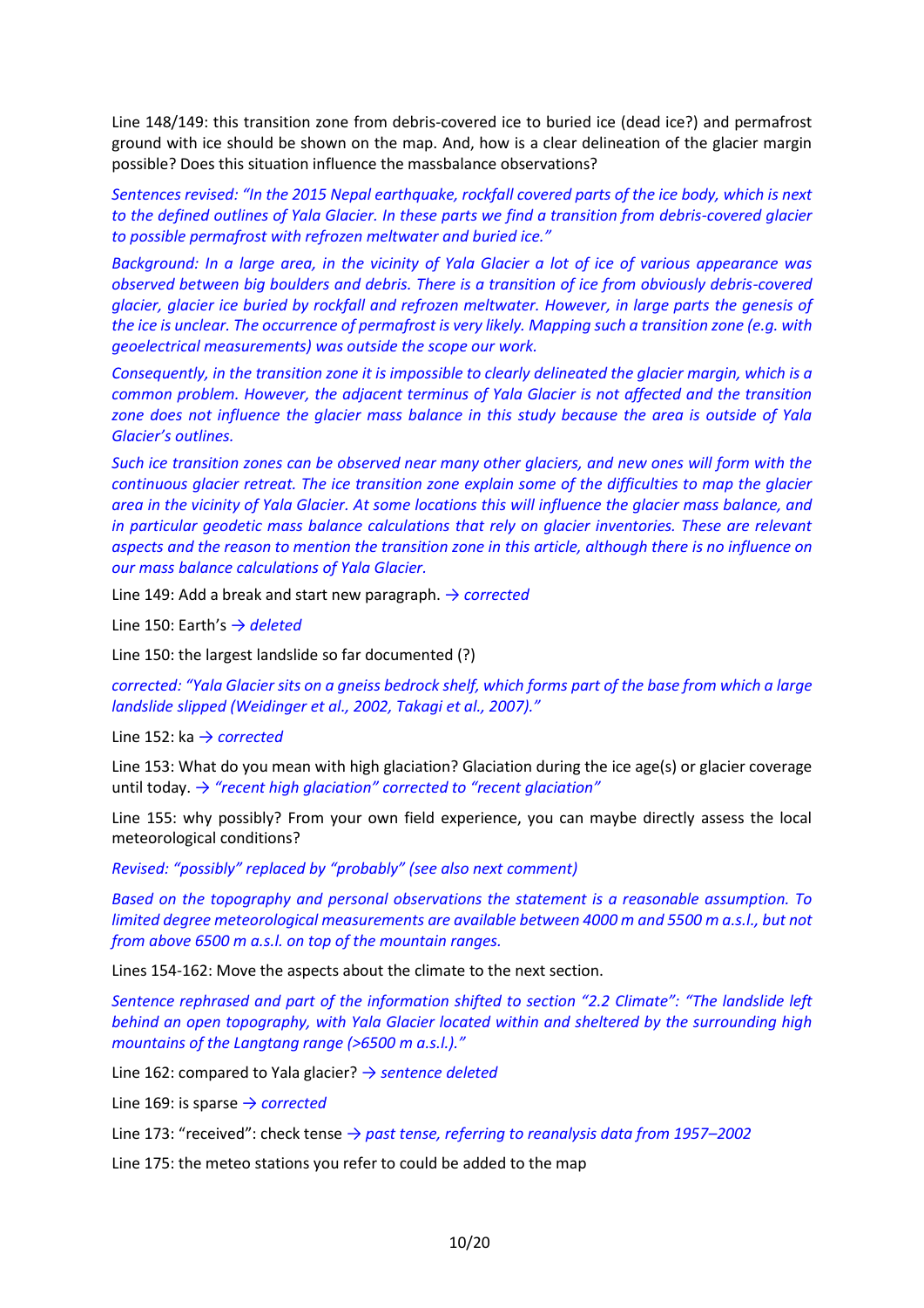Line 148/149: this transition zone from debris-covered ice to buried ice (dead ice?) and permafrost ground with ice should be shown on the map. And, how is a clear delineation of the glacier margin possible? Does this situation influence the massbalance observations?

*Sentences revised: "In the 2015 Nepal earthquake, rockfall covered parts of the ice body, which is next to the defined outlines of Yala Glacier. In these parts we find a transition from debris-covered glacier to possible permafrost with refrozen meltwater and buried ice."*

*Background: In a large area, in the vicinity of Yala Glacier a lot of ice of various appearance was observed between big boulders and debris. There is a transition of ice from obviously debris-covered glacier, glacier ice buried by rockfall and refrozen meltwater. However, in large parts the genesis of the ice is unclear. The occurrence of permafrost is very likely. Mapping such a transition zone (e.g. with geoelectrical measurements) was outside the scope our work.*

*Consequently, in the transition zone it is impossible to clearly delineated the glacier margin, which is a common problem. However, the adjacent terminus of Yala Glacier is not affected and the transition zone does not influence the glacier mass balance in this study because the area is outside of Yala Glacier's outlines.*

*Such ice transition zones can be observed near many other glaciers, and new ones will form with the continuous glacier retreat. The ice transition zone explain some of the difficulties to map the glacier area in the vicinity of Yala Glacier. At some locations this will influence the glacier mass balance, and in particular geodetic mass balance calculations that rely on glacier inventories. These are relevant aspects and the reason to mention the transition zone in this article, although there is no influence on our mass balance calculations of Yala Glacier.*

Line 149: Add a break and start new paragraph. → *corrected*

Line 150: Earth's → *deleted*

Line 150: the largest landslide so far documented (?)

*corrected: "Yala Glacier sits on a gneiss bedrock shelf, which forms part of the base from which a large landslide slipped (Weidinger et al., 2002, Takagi et al., 2007)."*

Line 152: ka → *corrected*

Line 153: What do you mean with high glaciation? Glaciation during the ice age(s) or glacier coverage until today. → *"recent high glaciation" corrected to "recent glaciation"*

Line 155: why possibly? From your own field experience, you can maybe directly assess the local meteorological conditions?

*Revised: "possibly" replaced by "probably" (see also next comment)*

*Based on the topography and personal observations the statement is a reasonable assumption. To limited degree meteorological measurements are available between 4000 m and 5500 m a.s.l., but not from above 6500 m a.s.l. on top of the mountain ranges.*

Lines 154-162: Move the aspects about the climate to the next section.

*Sentence rephrased and part of the information shifted to section "2.2 Climate": "The landslide left behind an open topography, with Yala Glacier located within and sheltered by the surrounding high mountains of the Langtang range (>6500 m a.s.l.)."*

Line 162: compared to Yala glacier? → *sentence deleted*

Line 169: is sparse → *corrected*

Line 173: "received": check tense → *past tense, referring to reanalysis data from 1957–2002*

Line 175: the meteo stations you refer to could be added to the map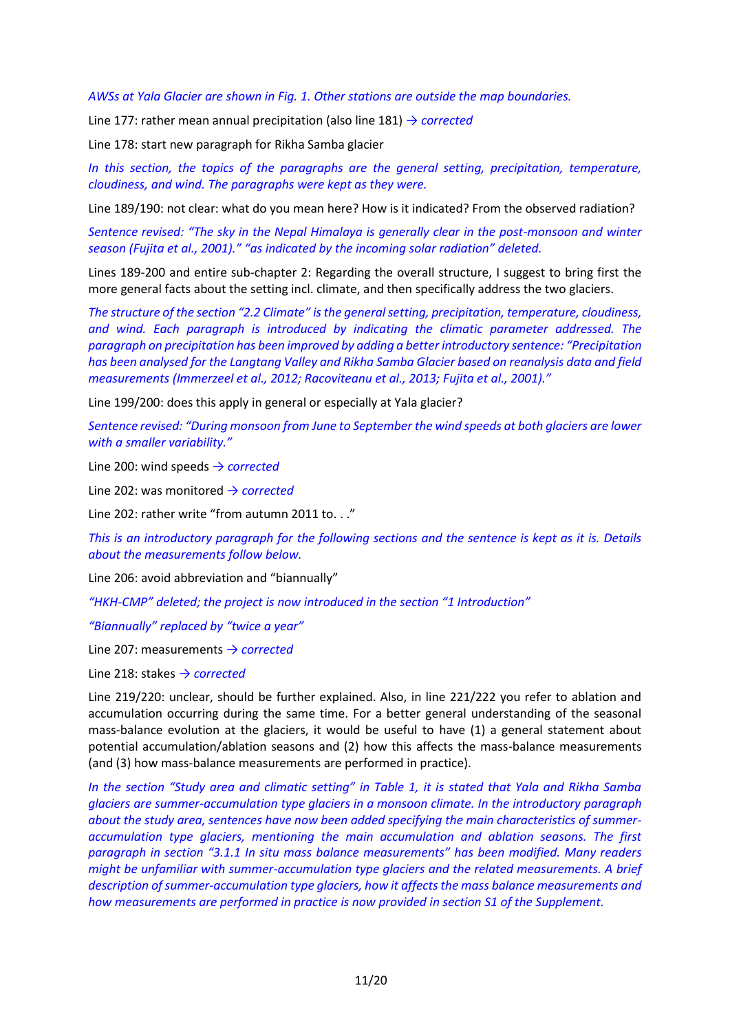*AWSs at Yala Glacier are shown in Fig. 1. Other stations are outside the map boundaries.*

Line 177: rather mean annual precipitation (also line 181) → *corrected*

Line 178: start new paragraph for Rikha Samba glacier

*In this section, the topics of the paragraphs are the general setting, precipitation, temperature, cloudiness, and wind. The paragraphs were kept as they were.*

Line 189/190: not clear: what do you mean here? How is it indicated? From the observed radiation?

*Sentence revised: "The sky in the Nepal Himalaya is generally clear in the post-monsoon and winter season (Fujita et al., 2001)." "as indicated by the incoming solar radiation" deleted.*

Lines 189-200 and entire sub-chapter 2: Regarding the overall structure, I suggest to bring first the more general facts about the setting incl. climate, and then specifically address the two glaciers.

*The structure of the section "2.2 Climate" is the general setting, precipitation, temperature, cloudiness, and wind. Each paragraph is introduced by indicating the climatic parameter addressed. The paragraph on precipitation has been improved by adding a better introductory sentence: "Precipitation has been analysed for the Langtang Valley and Rikha Samba Glacier based on reanalysis data and field measurements (Immerzeel et al., 2012; Racoviteanu et al., 2013; Fujita et al., 2001)."*

Line 199/200: does this apply in general or especially at Yala glacier?

*Sentence revised: "During monsoon from June to September the wind speeds at both glaciers are lower with a smaller variability."*

Line 200: wind speeds → *corrected*

Line 202: was monitored → *corrected*

Line 202: rather write "from autumn 2011 to. . ."

*This is an introductory paragraph for the following sections and the sentence is kept as it is. Details about the measurements follow below.*

Line 206: avoid abbreviation and "biannually"

*"HKH-CMP" deleted; the project is now introduced in the section "1 Introduction"*

*"Biannually" replaced by "twice a year"*

Line 207: measurements → *corrected*

Line 218: stakes → *corrected*

Line 219/220: unclear, should be further explained. Also, in line 221/222 you refer to ablation and accumulation occurring during the same time. For a better general understanding of the seasonal mass-balance evolution at the glaciers, it would be useful to have (1) a general statement about potential accumulation/ablation seasons and (2) how this affects the mass-balance measurements (and (3) how mass-balance measurements are performed in practice).

*In the section "Study area and climatic setting" in Table 1, it is stated that Yala and Rikha Samba glaciers are summer-accumulation type glaciers in a monsoon climate. In the introductory paragraph about the study area, sentences have now been added specifying the main characteristics of summer-accumulation type glaciers, mentioning the main accumulation and ablation seasons. The first paragraph in section "3.1.1 In situ mass balance measurements" has been modified. Many readers might be unfamiliar with summer-accumulation type glaciers and the related measurements. A brief description of summer-accumulation type glaciers, how it affects the mass balance measurements and how measurements are performed in practice is now provided in section S1 of the Supplement.*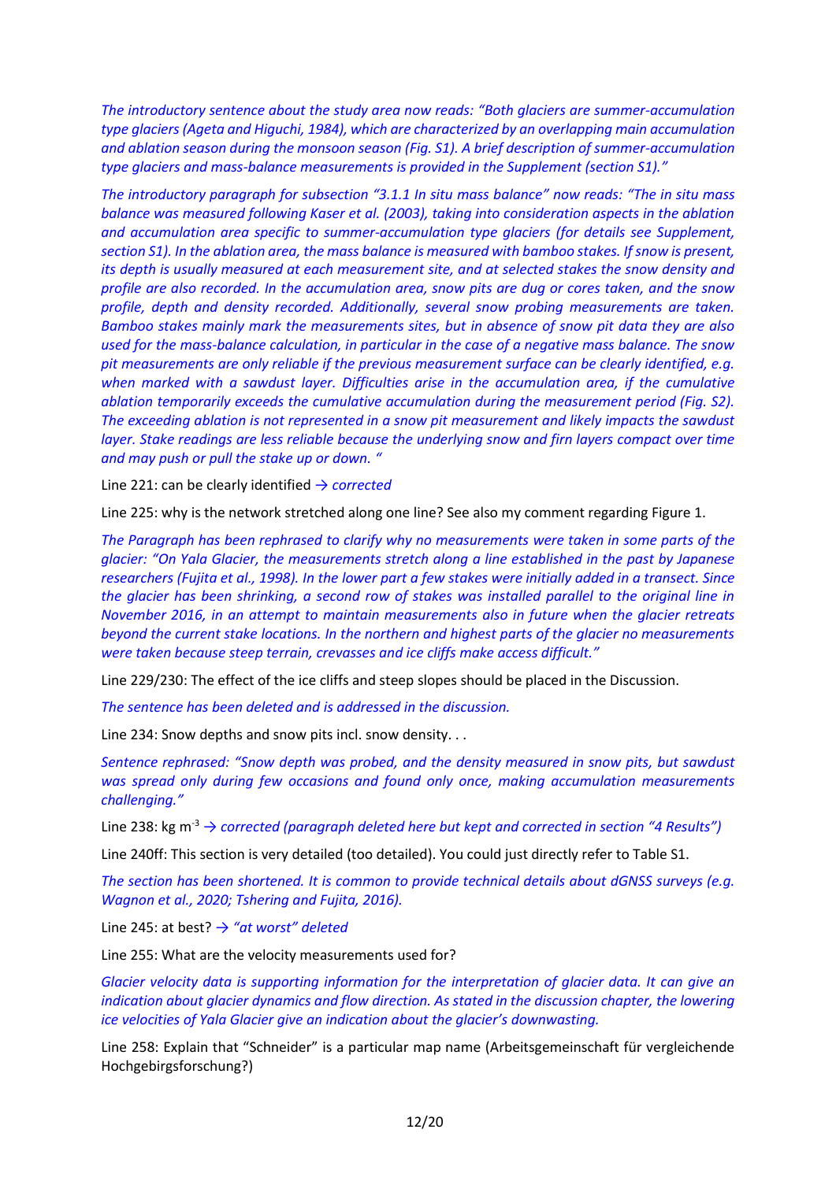*The introductory sentence about the study area now reads: "Both glaciers are summer-accumulation type glaciers (Ageta and Higuchi, 1984), which are characterized by an overlapping main accumulation and ablation season during the monsoon season (Fig. S1). A brief description of summer-accumulation type glaciers and mass-balance measurements is provided in the Supplement (section S1)."*

*The introductory paragraph for subsection "3.1.1 In situ mass balance" now reads: "The in situ mass balance was measured following Kaser et al. (2003), taking into consideration aspects in the ablation and accumulation area specific to summer-accumulation type glaciers (for details see Supplement, section S1). In the ablation area, the mass balance is measured with bamboo stakes. If snow is present, its depth is usually measured at each measurement site, and at selected stakes the snow density and profile are also recorded. In the accumulation area, snow pits are dug or cores taken, and the snow profile, depth and density recorded. Additionally, several snow probing measurements are taken. Bamboo stakes mainly mark the measurements sites, but in absence of snow pit data they are also used for the mass-balance calculation, in particular in the case of a negative mass balance. The snow pit measurements are only reliable if the previous measurement surface can be clearly identified, e.g. when marked with a sawdust layer. Difficulties arise in the accumulation area, if the cumulative ablation temporarily exceeds the cumulative accumulation during the measurement period (Fig. S2). The exceeding ablation is not represented in a snow pit measurement and likely impacts the sawdust layer. Stake readings are less reliable because the underlying snow and firn layers compact over time and may push or pull the stake up or down. "*

Line 221: can be clearly identified *→ corrected*

Line 225: why is the network stretched along one line? See also my comment regarding Figure 1.

*The Paragraph has been rephrased to clarify why no measurements were taken in some parts of the glacier: "On Yala Glacier, the measurements stretch along a line established in the past by Japanese researchers (Fujita et al., 1998). In the lower part a few stakes were initially added in a transect. Since the glacier has been shrinking, a second row of stakes was installed parallel to the original line in November 2016, in an attempt to maintain measurements also in future when the glacier retreats beyond the current stake locations. In the northern and highest parts of the glacier no measurements were taken because steep terrain, crevasses and ice cliffs make access difficult."*

Line 229/230: The effect of the ice cliffs and steep slopes should be placed in the Discussion.

*The sentence has been deleted and is addressed in the discussion.*

Line 234: Snow depths and snow pits incl. snow density. . .

*Sentence rephrased: "Snow depth was probed, and the density measured in snow pits, but sawdust was spread only during few occasions and found only once, making accumulation measurements challenging."*

Line 238: kg m$^{-3}$ *→ corrected (paragraph deleted here but kept and corrected in section "4 Results")*

Line 240ff: This section is very detailed (too detailed). You could just directly refer to Table S1.

*The section has been shortened. It is common to provide technical details about dGNSS surveys (e.g. Wagnon et al., 2020; Tshering and Fujita, 2016).*

Line 245: at best? *→ "at worst" deleted*

Line 255: What are the velocity measurements used for?

*Glacier velocity data is supporting information for the interpretation of glacier data. It can give an indication about glacier dynamics and flow direction. As stated in the discussion chapter, the lowering ice velocities of Yala Glacier give an indication about the glacier's downwasting.*

Line 258: Explain that "Schneider" is a particular map name (Arbeitsgemeinschaft für vergleichende Hochgebirgsforschung?)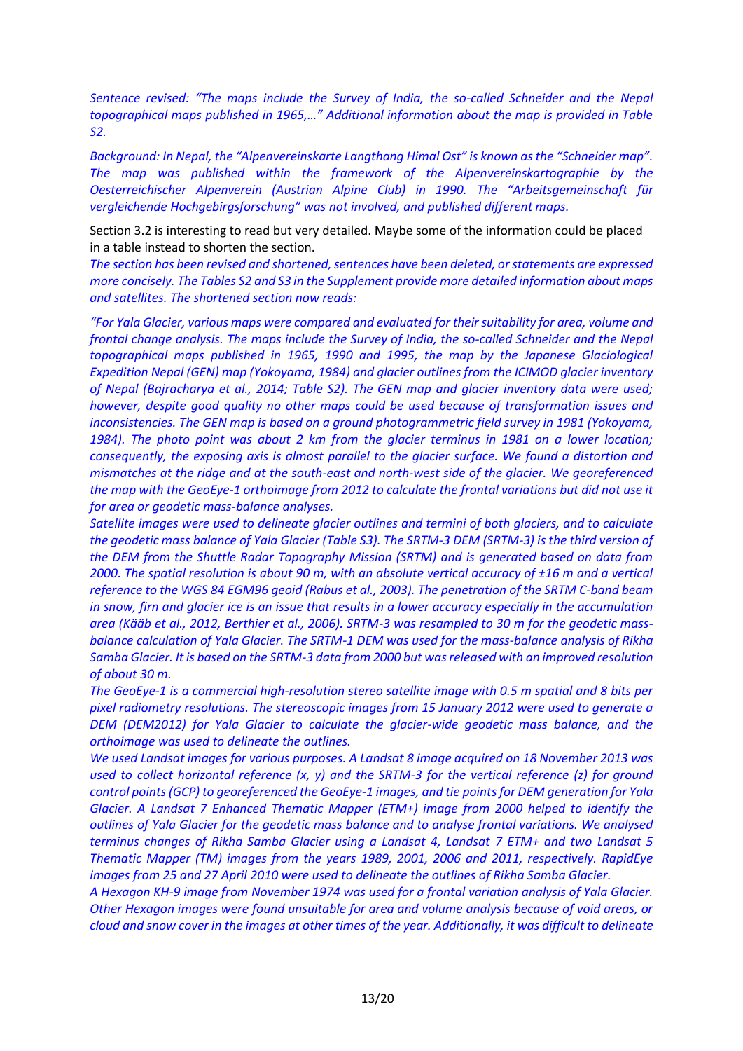*Sentence revised: "The maps include the Survey of India, the so-called Schneider and the Nepal topographical maps published in 1965,…" Additional information about the map is provided in Table S2.*

*Background: In Nepal, the "Alpenvereinskarte Langthang Himal Ost" is known as the "Schneider map". The map was published within the framework of the Alpenvereinskartographie by the Oesterreichischer Alpenverein (Austrian Alpine Club) in 1990. The "Arbeitsgemeinschaft für vergleichende Hochgebirgsforschung" was not involved, and published different maps.*

Section 3.2 is interesting to read but very detailed. Maybe some of the information could be placed in a table instead to shorten the section.

*The section has been revised and shortened, sentences have been deleted, or statements are expressed more concisely. The Tables S2 and S3 in the Supplement provide more detailed information about maps and satellites. The shortened section now reads:*

*"For Yala Glacier, various maps were compared and evaluated for their suitability for area, volume and frontal change analysis. The maps include the Survey of India, the so-called Schneider and the Nepal topographical maps published in 1965, 1990 and 1995, the map by the Japanese Glaciological Expedition Nepal (GEN) map (Yokoyama, 1984) and glacier outlines from the ICIMOD glacier inventory of Nepal (Bajracharya et al., 2014; Table S2). The GEN map and glacier inventory data were used; however, despite good quality no other maps could be used because of transformation issues and inconsistencies. The GEN map is based on a ground photogrammetric field survey in 1981 (Yokoyama, 1984). The photo point was about 2 km from the glacier terminus in 1981 on a lower location; consequently, the exposing axis is almost parallel to the glacier surface. We found a distortion and mismatches at the ridge and at the south-east and north-west side of the glacier. We georeferenced the map with the GeoEye-1 orthoimage from 2012 to calculate the frontal variations but did not use it for area or geodetic mass-balance analyses.*

*Satellite images were used to delineate glacier outlines and termini of both glaciers, and to calculate the geodetic mass balance of Yala Glacier (Table S3). The SRTM-3 DEM (SRTM-3) is the third version of the DEM from the Shuttle Radar Topography Mission (SRTM) and is generated based on data from 2000. The spatial resolution is about 90 m, with an absolute vertical accuracy of ±16 m and a vertical reference to the WGS 84 EGM96 geoid (Rabus et al., 2003). The penetration of the SRTM C-band beam in snow, firn and glacier ice is an issue that results in a lower accuracy especially in the accumulation area (Kääb et al., 2012, Berthier et al., 2006). SRTM-3 was resampled to 30 m for the geodetic mass-balance calculation of Yala Glacier. The SRTM-1 DEM was used for the mass-balance analysis of Rikha Samba Glacier. It is based on the SRTM-3 data from 2000 but was released with an improved resolution of about 30 m.*

*The GeoEye-1 is a commercial high-resolution stereo satellite image with 0.5 m spatial and 8 bits per pixel radiometry resolutions. The stereoscopic images from 15 January 2012 were used to generate a DEM (DEM2012) for Yala Glacier to calculate the glacier-wide geodetic mass balance, and the orthoimage was used to delineate the outlines.*

*We used Landsat images for various purposes. A Landsat 8 image acquired on 18 November 2013 was used to collect horizontal reference (x, y) and the SRTM-3 for the vertical reference (z) for ground control points (GCP) to georeferenced the GeoEye-1 images, and tie points for DEM generation for Yala Glacier. A Landsat 7 Enhanced Thematic Mapper (ETM+) image from 2000 helped to identify the outlines of Yala Glacier for the geodetic mass balance and to analyse frontal variations. We analysed terminus changes of Rikha Samba Glacier using a Landsat 4, Landsat 7 ETM+ and two Landsat 5 Thematic Mapper (TM) images from the years 1989, 2001, 2006 and 2011, respectively. RapidEye images from 25 and 27 April 2010 were used to delineate the outlines of Rikha Samba Glacier.*

*A Hexagon KH-9 image from November 1974 was used for a frontal variation analysis of Yala Glacier. Other Hexagon images were found unsuitable for area and volume analysis because of void areas, or cloud and snow cover in the images at other times of the year. Additionally, it was difficult to delineate*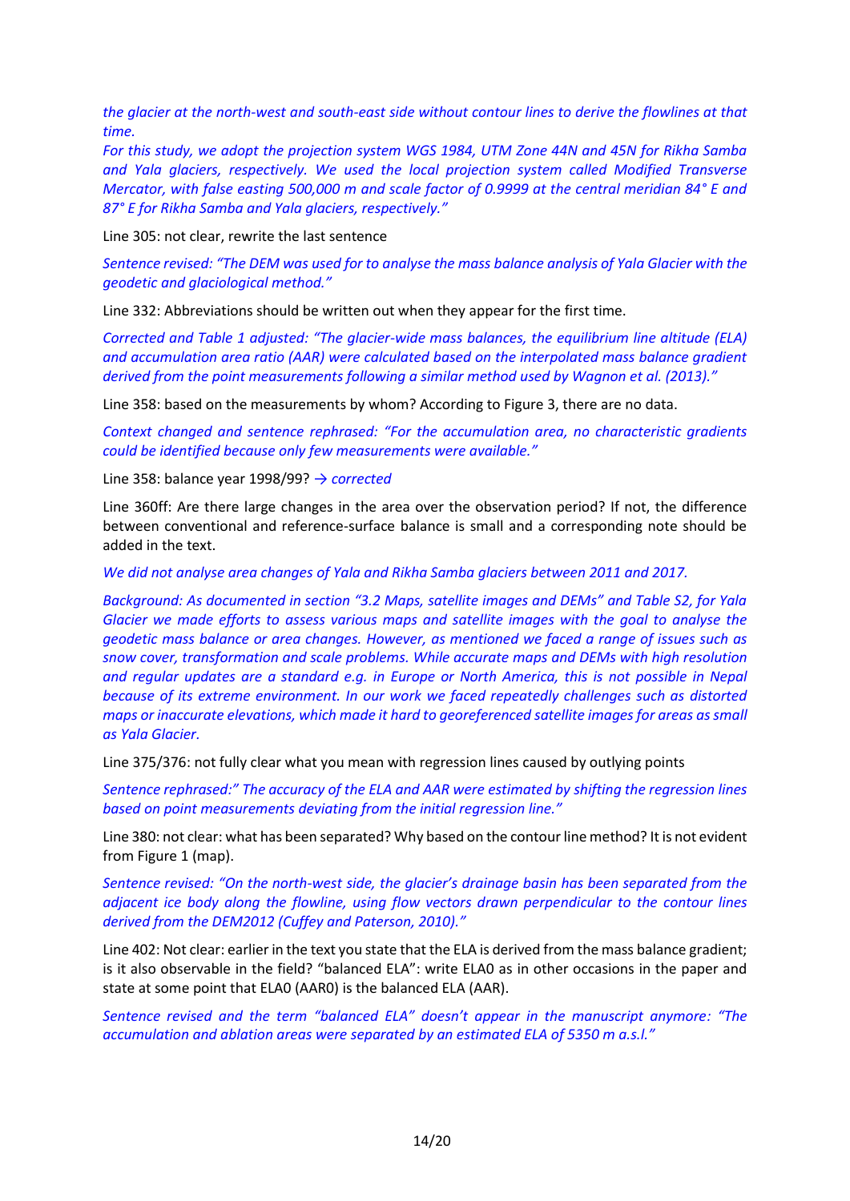*the glacier at the north-west and south-east side without contour lines to derive the flowlines at that time.*
*For this study, we adopt the projection system WGS 1984, UTM Zone 44N and 45N for Rikha Samba and Yala glaciers, respectively. We used the local projection system called Modified Transverse Mercator, with false easting 500,000 m and scale factor of 0.9999 at the central meridian 84° E and 87° E for Rikha Samba and Yala glaciers, respectively."*

Line 305: not clear, rewrite the last sentence

*Sentence revised: "The DEM was used for to analyse the mass balance analysis of Yala Glacier with the geodetic and glaciological method."*

Line 332: Abbreviations should be written out when they appear for the first time.

*Corrected and Table 1 adjusted: "The glacier-wide mass balances, the equilibrium line altitude (ELA) and accumulation area ratio (AAR) were calculated based on the interpolated mass balance gradient derived from the point measurements following a similar method used by Wagnon et al. (2013)."*

Line 358: based on the measurements by whom? According to Figure 3, there are no data.

*Context changed and sentence rephrased: "For the accumulation area, no characteristic gradients could be identified because only few measurements were available."*

Line 358: balance year 1998/99? *→ corrected*

Line 360ff: Are there large changes in the area over the observation period? If not, the difference between conventional and reference-surface balance is small and a corresponding note should be added in the text.

*We did not analyse area changes of Yala and Rikha Samba glaciers between 2011 and 2017.*

*Background: As documented in section "3.2 Maps, satellite images and DEMs" and Table S2, for Yala Glacier we made efforts to assess various maps and satellite images with the goal to analyse the geodetic mass balance or area changes. However, as mentioned we faced a range of issues such as snow cover, transformation and scale problems. While accurate maps and DEMs with high resolution and regular updates are a standard e.g. in Europe or North America, this is not possible in Nepal because of its extreme environment. In our work we faced repeatedly challenges such as distorted maps or inaccurate elevations, which made it hard to georeferenced satellite images for areas as small as Yala Glacier.*

Line 375/376: not fully clear what you mean with regression lines caused by outlying points

*Sentence rephrased:" The accuracy of the ELA and AAR were estimated by shifting the regression lines based on point measurements deviating from the initial regression line."*

Line 380: not clear: what has been separated? Why based on the contour line method? It is not evident from Figure 1 (map).

*Sentence revised: "On the north-west side, the glacier's drainage basin has been separated from the adjacent ice body along the flowline, using flow vectors drawn perpendicular to the contour lines derived from the DEM2012 (Cuffey and Paterson, 2010)."*

Line 402: Not clear: earlier in the text you state that the ELA is derived from the mass balance gradient; is it also observable in the field? "balanced ELA": write ELA0 as in other occasions in the paper and state at some point that ELA0 (AAR0) is the balanced ELA (AAR).

*Sentence revised and the term "balanced ELA" doesn't appear in the manuscript anymore: "The accumulation and ablation areas were separated by an estimated ELA of 5350 m a.s.l."*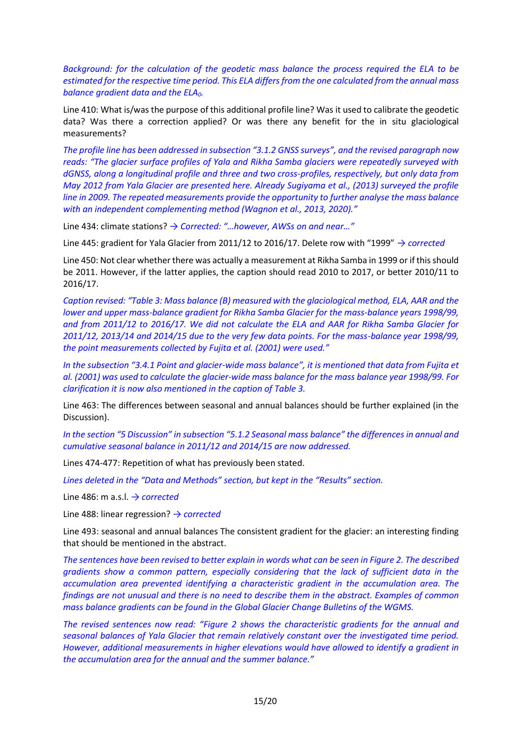*Background: for the calculation of the geodetic mass balance the process required the ELA to be estimated for the respective time period. This ELA differs from the one calculated from the annual mass balance gradient data and the $ELA_0$.*

Line 410: What is/was the purpose of this additional profile line? Was it used to calibrate the geodetic data? Was there a correction applied? Or was there any benefit for the in situ glaciological measurements?

*The profile line has been addressed in subsection "3.1.2 GNSS surveys", and the revised paragraph now reads: "The glacier surface profiles of Yala and Rikha Samba glaciers were repeatedly surveyed with dGNSS, along a longitudinal profile and three and two cross-profiles, respectively, but only data from May 2012 from Yala Glacier are presented here. Already Sugiyama et al., (2013) surveyed the profile line in 2009. The repeated measurements provide the opportunity to further analyse the mass balance with an independent complementing method (Wagnon et al., 2013, 2020)."*

Line 434: climate stations? *→ Corrected: "…however, AWSs on and near…"*

Line 445: gradient for Yala Glacier from 2011/12 to 2016/17. Delete row with "1999" *→ corrected*

Line 450: Not clear whether there was actually a measurement at Rikha Samba in 1999 or if this should be 2011. However, if the latter applies, the caption should read 2010 to 2017, or better 2010/11 to 2016/17.

*Caption revised: "Table 3: Mass balance (B) measured with the glaciological method, ELA, AAR and the lower and upper mass-balance gradient for Rikha Samba Glacier for the mass-balance years 1998/99, and from 2011/12 to 2016/17. We did not calculate the ELA and AAR for Rikha Samba Glacier for 2011/12, 2013/14 and 2014/15 due to the very few data points. For the mass-balance year 1998/99, the point measurements collected by Fujita et al. (2001) were used."*

*In the subsection "3.4.1 Point and glacier-wide mass balance", it is mentioned that data from Fujita et al. (2001) was used to calculate the glacier-wide mass balance for the mass balance year 1998/99. For clarification it is now also mentioned in the caption of Table 3.*

Line 463: The differences between seasonal and annual balances should be further explained (in the Discussion).

*In the section "5 Discussion" in subsection "5.1.2 Seasonal mass balance" the differences in annual and cumulative seasonal balance in 2011/12 and 2014/15 are now addressed.*

Lines 474-477: Repetition of what has previously been stated.

*Lines deleted in the "Data and Methods" section, but kept in the "Results" section.*

Line 486: m a.s.l. *→ corrected*

Line 488: linear regression? *→ corrected*

Line 493: seasonal and annual balances The consistent gradient for the glacier: an interesting finding that should be mentioned in the abstract.

*The sentences have been revised to better explain in words what can be seen in Figure 2. The described gradients show a common pattern, especially considering that the lack of sufficient data in the accumulation area prevented identifying a characteristic gradient in the accumulation area. The findings are not unusual and there is no need to describe them in the abstract. Examples of common mass balance gradients can be found in the Global Glacier Change Bulletins of the WGMS.*

*The revised sentences now read: "Figure 2 shows the characteristic gradients for the annual and seasonal balances of Yala Glacier that remain relatively constant over the investigated time period. However, additional measurements in higher elevations would have allowed to identify a gradient in the accumulation area for the annual and the summer balance."*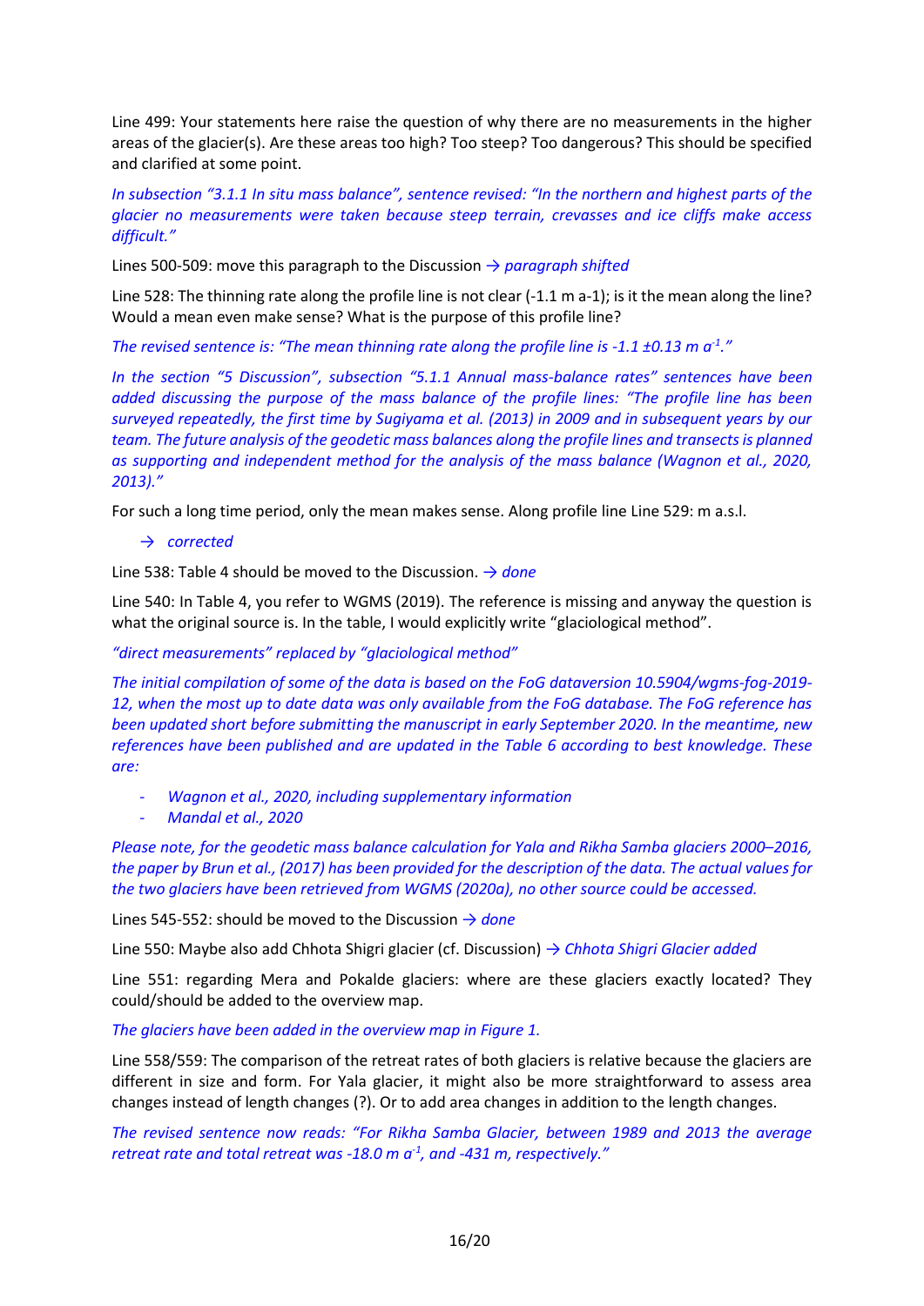Line 499: Your statements here raise the question of why there are no measurements in the higher areas of the glacier(s). Are these areas too high? Too steep? Too dangerous? This should be specified and clarified at some point.

*In subsection "3.1.1 In situ mass balance", sentence revised: "In the northern and highest parts of the glacier no measurements were taken because steep terrain, crevasses and ice cliffs make access difficult."*

Lines 500-509: move this paragraph to the Discussion → *paragraph shifted*

Line 528: The thinning rate along the profile line is not clear (-1.1 m a-1); is it the mean along the line? Would a mean even make sense? What is the purpose of this profile line?

*The revised sentence is: "The mean thinning rate along the profile line is -1.1 ±0.13 m $a^{-1}$."*

*In the section "5 Discussion", subsection "5.1.1 Annual mass-balance rates" sentences have been added discussing the purpose of the mass balance of the profile lines: "The profile line has been surveyed repeatedly, the first time by Sugiyama et al. (2013) in 2009 and in subsequent years by our team. The future analysis of the geodetic mass balances along the profile lines and transects is planned as supporting and independent method for the analysis of the mass balance (Wagnon et al., 2020, 2013)."*

For such a long time period, only the mean makes sense. Along profile line Line 529: m a.s.l.

→ *corrected*

Line 538: Table 4 should be moved to the Discussion. → *done*

Line 540: In Table 4, you refer to WGMS (2019). The reference is missing and anyway the question is what the original source is. In the table, I would explicitly write "glaciological method".

*"direct measurements" replaced by "glaciological method"*

*The initial compilation of some of the data is based on the FoG dataversion 10.5904/wgms-fog-2019-12, when the most up to date data was only available from the FoG database. The FoG reference has been updated short before submitting the manuscript in early September 2020. In the meantime, new references have been published and are updated in the Table 6 according to best knowledge. These are:*

- *Wagnon et al., 2020, including supplementary information*
- *Mandal et al., 2020*

*Please note, for the geodetic mass balance calculation for Yala and Rikha Samba glaciers 2000–2016, the paper by Brun et al., (2017) has been provided for the description of the data. The actual values for the two glaciers have been retrieved from WGMS (2020a), no other source could be accessed.*

Lines 545-552: should be moved to the Discussion → *done*

Line 550: Maybe also add Chhota Shigri glacier (cf. Discussion) → *Chhota Shigri Glacier added*

Line 551: regarding Mera and Pokalde glaciers: where are these glaciers exactly located? They could/should be added to the overview map.

*The glaciers have been added in the overview map in Figure 1.*

Line 558/559: The comparison of the retreat rates of both glaciers is relative because the glaciers are different in size and form. For Yala glacier, it might also be more straightforward to assess area changes instead of length changes (?). Or to add area changes in addition to the length changes.

*The revised sentence now reads: "For Rikha Samba Glacier, between 1989 and 2013 the average retreat rate and total retreat was -18.0 m $a^{-1}$, and -431 m, respectively."*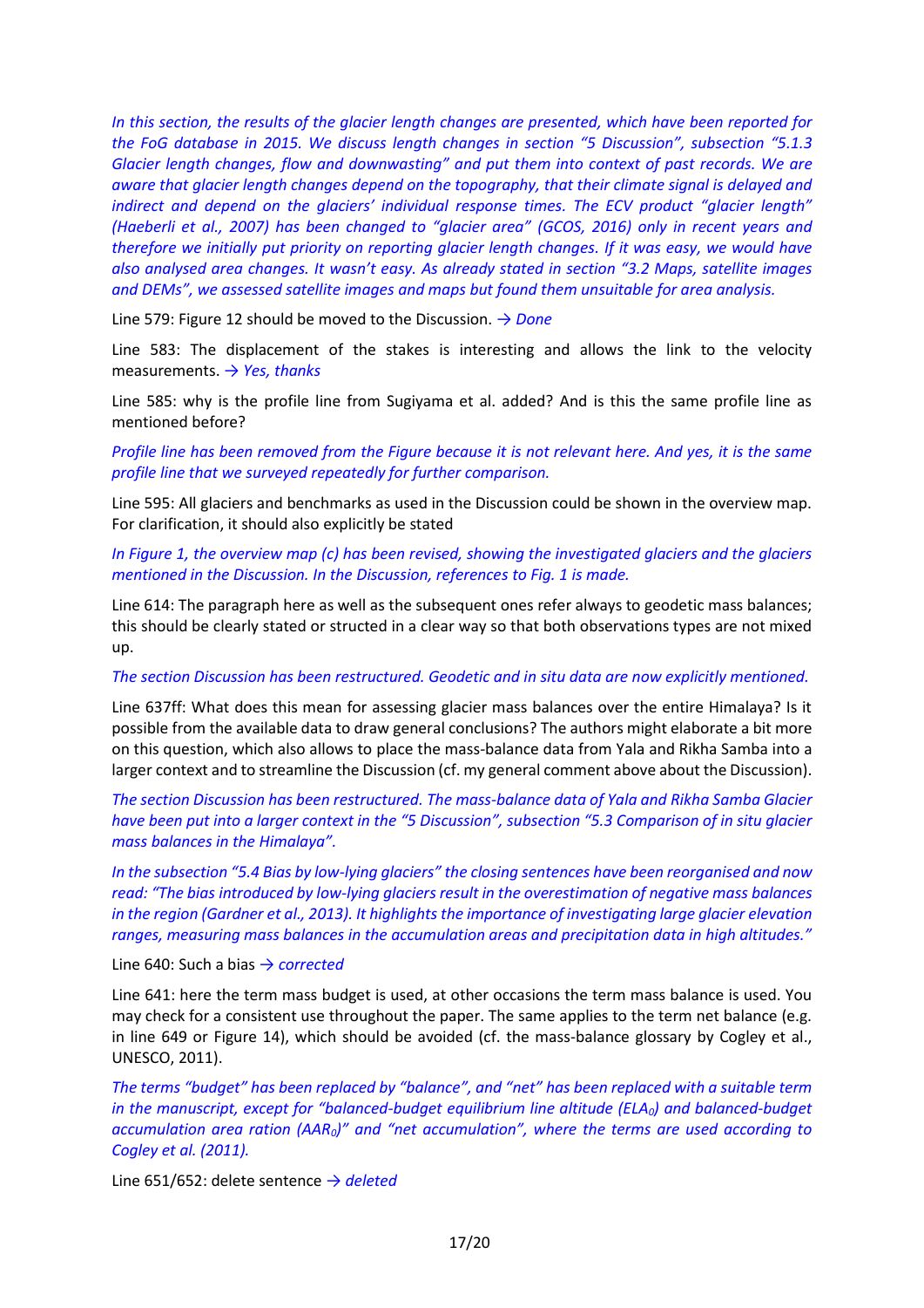*In this section, the results of the glacier length changes are presented, which have been reported for the FoG database in 2015. We discuss length changes in section "5 Discussion", subsection "5.1.3 Glacier length changes, flow and downwasting" and put them into context of past records. We are aware that glacier length changes depend on the topography, that their climate signal is delayed and indirect and depend on the glaciers' individual response times. The ECV product "glacier length" (Haeberli et al., 2007) has been changed to "glacier area" (GCOS, 2016) only in recent years and therefore we initially put priority on reporting glacier length changes. If it was easy, we would have also analysed area changes. It wasn't easy. As already stated in section "3.2 Maps, satellite images and DEMs", we assessed satellite images and maps but found them unsuitable for area analysis.*

Line 579: Figure 12 should be moved to the Discussion. *→ Done*

Line 583: The displacement of the stakes is interesting and allows the link to the velocity measurements. *→ Yes, thanks*

Line 585: why is the profile line from Sugiyama et al. added? And is this the same profile line as mentioned before?

*Profile line has been removed from the Figure because it is not relevant here. And yes, it is the same profile line that we surveyed repeatedly for further comparison.*

Line 595: All glaciers and benchmarks as used in the Discussion could be shown in the overview map. For clarification, it should also explicitly be stated

*In Figure 1, the overview map (c) has been revised, showing the investigated glaciers and the glaciers mentioned in the Discussion. In the Discussion, references to Fig. 1 is made.*

Line 614: The paragraph here as well as the subsequent ones refer always to geodetic mass balances; this should be clearly stated or structed in a clear way so that both observations types are not mixed up.

*The section Discussion has been restructured. Geodetic and in situ data are now explicitly mentioned.*

Line 637ff: What does this mean for assessing glacier mass balances over the entire Himalaya? Is it possible from the available data to draw general conclusions? The authors might elaborate a bit more on this question, which also allows to place the mass-balance data from Yala and Rikha Samba into a larger context and to streamline the Discussion (cf. my general comment above about the Discussion).

*The section Discussion has been restructured. The mass-balance data of Yala and Rikha Samba Glacier have been put into a larger context in the "5 Discussion", subsection "5.3 Comparison of in situ glacier mass balances in the Himalaya".*

*In the subsection "5.4 Bias by low-lying glaciers" the closing sentences have been reorganised and now read: "The bias introduced by low-lying glaciers result in the overestimation of negative mass balances in the region (Gardner et al., 2013). It highlights the importance of investigating large glacier elevation ranges, measuring mass balances in the accumulation areas and precipitation data in high altitudes."*

Line 640: Such a bias *→ corrected*

Line 641: here the term mass budget is used, at other occasions the term mass balance is used. You may check for a consistent use throughout the paper. The same applies to the term net balance (e.g. in line 649 or Figure 14), which should be avoided (cf. the mass-balance glossary by Cogley et al., UNESCO, 2011).

*The terms "budget" has been replaced by "balance", and "net" has been replaced with a suitable term in the manuscript, except for "balanced-budget equilibrium line altitude ($ELA_0$) and balanced-budget accumulation area ration ($AAR_0$)" and "net accumulation", where the terms are used according to Cogley et al. (2011).*

Line 651/652: delete sentence *→ deleted*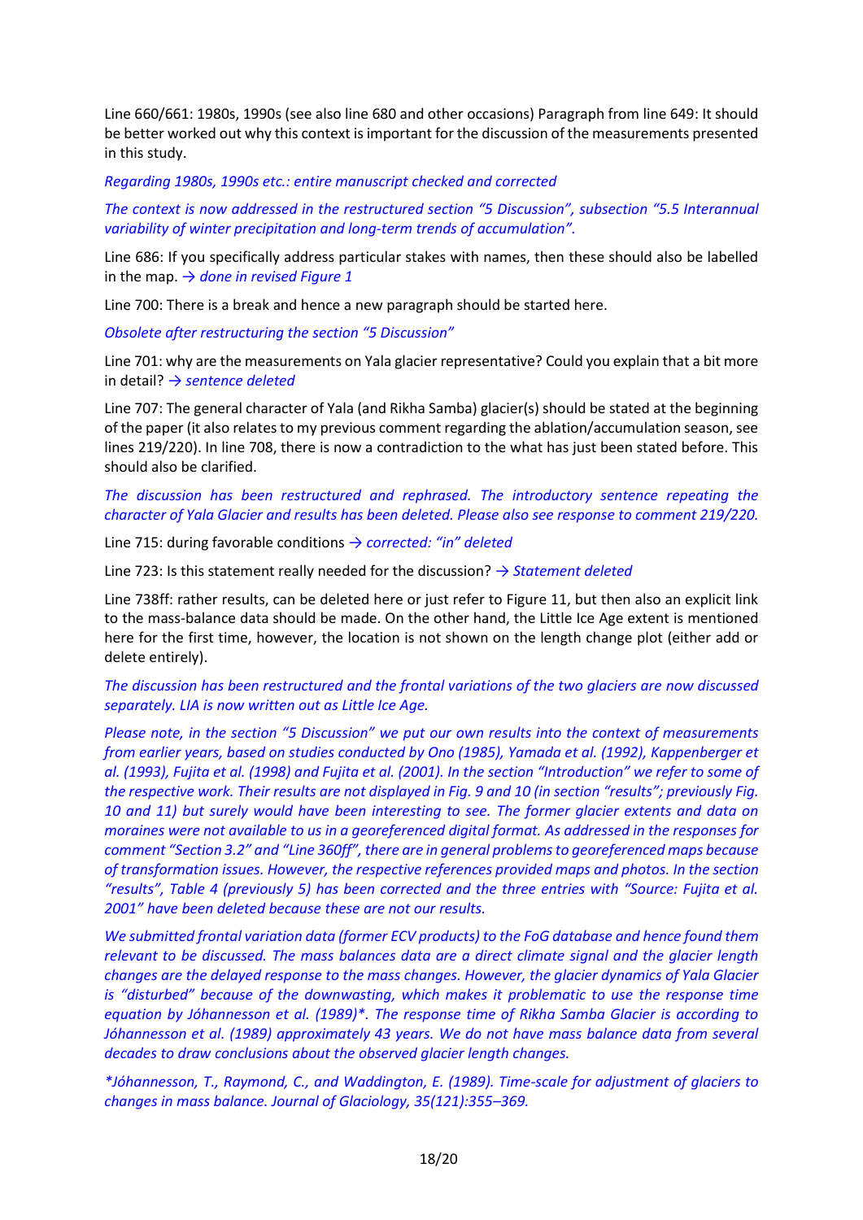Line 660/661: 1980s, 1990s (see also line 680 and other occasions) Paragraph from line 649: It should be better worked out why this context is important for the discussion of the measurements presented in this study.

*Regarding 1980s, 1990s etc.: entire manuscript checked and corrected*

*The context is now addressed in the restructured section "5 Discussion", subsection "5.5 Interannual variability of winter precipitation and long-term trends of accumulation".*

Line 686: If you specifically address particular stakes with names, then these should also be labelled in the map. *→ done in revised Figure 1*

Line 700: There is a break and hence a new paragraph should be started here.

*Obsolete after restructuring the section "5 Discussion"*

Line 701: why are the measurements on Yala glacier representative? Could you explain that a bit more in detail? *→ sentence deleted*

Line 707: The general character of Yala (and Rikha Samba) glacier(s) should be stated at the beginning of the paper (it also relates to my previous comment regarding the ablation/accumulation season, see lines 219/220). In line 708, there is now a contradiction to the what has just been stated before. This should also be clarified.

*The discussion has been restructured and rephrased. The introductory sentence repeating the character of Yala Glacier and results has been deleted. Please also see response to comment 219/220.*

Line 715: during favorable conditions *→ corrected: "in" deleted*

Line 723: Is this statement really needed for the discussion? *→ Statement deleted*

Line 738ff: rather results, can be deleted here or just refer to Figure 11, but then also an explicit link to the mass-balance data should be made. On the other hand, the Little Ice Age extent is mentioned here for the first time, however, the location is not shown on the length change plot (either add or delete entirely).

*The discussion has been restructured and the frontal variations of the two glaciers are now discussed separately. LIA is now written out as Little Ice Age.*

*Please note, in the section "5 Discussion" we put our own results into the context of measurements from earlier years, based on studies conducted by Ono (1985), Yamada et al. (1992), Kappenberger et al. (1993), Fujita et al. (1998) and Fujita et al. (2001). In the section "Introduction" we refer to some of the respective work. Their results are not displayed in Fig. 9 and 10 (in section "results"; previously Fig. 10 and 11) but surely would have been interesting to see. The former glacier extents and data on moraines were not available to us in a georeferenced digital format. As addressed in the responses for comment "Section 3.2" and "Line 360ff", there are in general problems to georeferenced maps because of transformation issues. However, the respective references provided maps and photos. In the section "results", Table 4 (previously 5) has been corrected and the three entries with "Source: Fujita et al. 2001" have been deleted because these are not our results.*

*We submitted frontal variation data (former ECV products) to the FoG database and hence found them relevant to be discussed. The mass balances data are a direct climate signal and the glacier length changes are the delayed response to the mass changes. However, the glacier dynamics of Yala Glacier is "disturbed" because of the downwasting, which makes it problematic to use the response time equation by Jóhannesson et al. (1989)*. The response time of Rikha Samba Glacier is according to Jóhannesson et al. (1989) approximately 43 years. We do not have mass balance data from several decades to draw conclusions about the observed glacier length changes.*

*\*Jóhannesson, T., Raymond, C., and Waddington, E. (1989). Time-scale for adjustment of glaciers to changes in mass balance. Journal of Glaciology, 35(121):355–369.*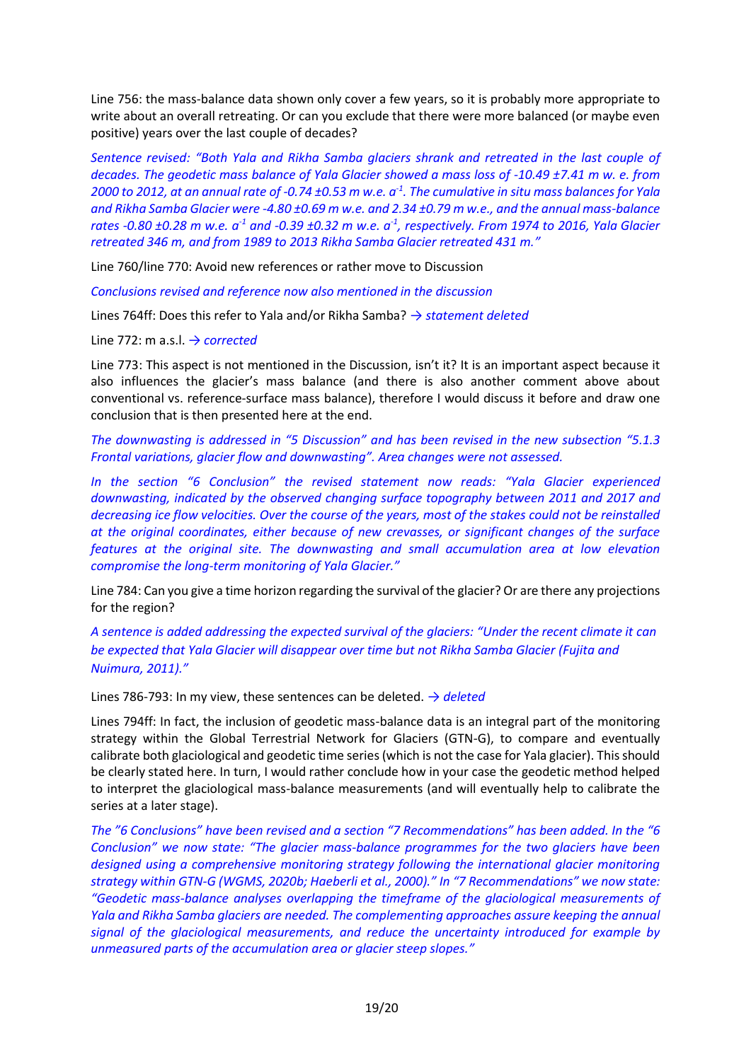Line 756: the mass-balance data shown only cover a few years, so it is probably more appropriate to write about an overall retreating. Or can you exclude that there were more balanced (or maybe even positive) years over the last couple of decades?

*Sentence revised: "Both Yala and Rikha Samba glaciers shrank and retreated in the last couple of decades. The geodetic mass balance of Yala Glacier showed a mass loss of -10.49 ±7.41 m w. e. from 2000 to 2012, at an annual rate of -0.74 ±0.53 m w.e. $a^{-1}$. The cumulative in situ mass balances for Yala and Rikha Samba Glacier were -4.80 ±0.69 m w.e. and 2.34 ±0.79 m w.e., and the annual mass-balance rates -0.80 ±0.28 m w.e. $a^{-1}$ and -0.39 ±0.32 m w.e. $a^{-1}$, respectively. From 1974 to 2016, Yala Glacier retreated 346 m, and from 1989 to 2013 Rikha Samba Glacier retreated 431 m."*

Line 760/line 770: Avoid new references or rather move to Discussion

*Conclusions revised and reference now also mentioned in the discussion*

Lines 764ff: Does this refer to Yala and/or Rikha Samba? *→ statement deleted*

Line 772: m a.s.l. *→ corrected*

Line 773: This aspect is not mentioned in the Discussion, isn't it? It is an important aspect because it also influences the glacier's mass balance (and there is also another comment above about conventional vs. reference-surface mass balance), therefore I would discuss it before and draw one conclusion that is then presented here at the end.

*The downwasting is addressed in "5 Discussion" and has been revised in the new subsection "5.1.3 Frontal variations, glacier flow and downwasting". Area changes were not assessed.*

*In the section "6 Conclusion" the revised statement now reads: "Yala Glacier experienced downwasting, indicated by the observed changing surface topography between 2011 and 2017 and decreasing ice flow velocities. Over the course of the years, most of the stakes could not be reinstalled at the original coordinates, either because of new crevasses, or significant changes of the surface features at the original site. The downwasting and small accumulation area at low elevation compromise the long-term monitoring of Yala Glacier."*

Line 784: Can you give a time horizon regarding the survival of the glacier? Or are there any projections for the region?

*A sentence is added addressing the expected survival of the glaciers: "Under the recent climate it can be expected that Yala Glacier will disappear over time but not Rikha Samba Glacier (Fujita and Nuimura, 2011)."*

Lines 786-793: In my view, these sentences can be deleted. *→ deleted*

Lines 794ff: In fact, the inclusion of geodetic mass-balance data is an integral part of the monitoring strategy within the Global Terrestrial Network for Glaciers (GTN-G), to compare and eventually calibrate both glaciological and geodetic time series (which is not the case for Yala glacier). This should be clearly stated here. In turn, I would rather conclude how in your case the geodetic method helped to interpret the glaciological mass-balance measurements (and will eventually help to calibrate the series at a later stage).

*The "6 Conclusions" have been revised and a section "7 Recommendations" has been added. In the "6 Conclusion" we now state: "The glacier mass-balance programmes for the two glaciers have been designed using a comprehensive monitoring strategy following the international glacier monitoring strategy within GTN-G (WGMS, 2020b; Haeberli et al., 2000)." In "7 Recommendations" we now state: "Geodetic mass-balance analyses overlapping the timeframe of the glaciological measurements of Yala and Rikha Samba glaciers are needed. The complementing approaches assure keeping the annual signal of the glaciological measurements, and reduce the uncertainty introduced for example by unmeasured parts of the accumulation area or glacier steep slopes."*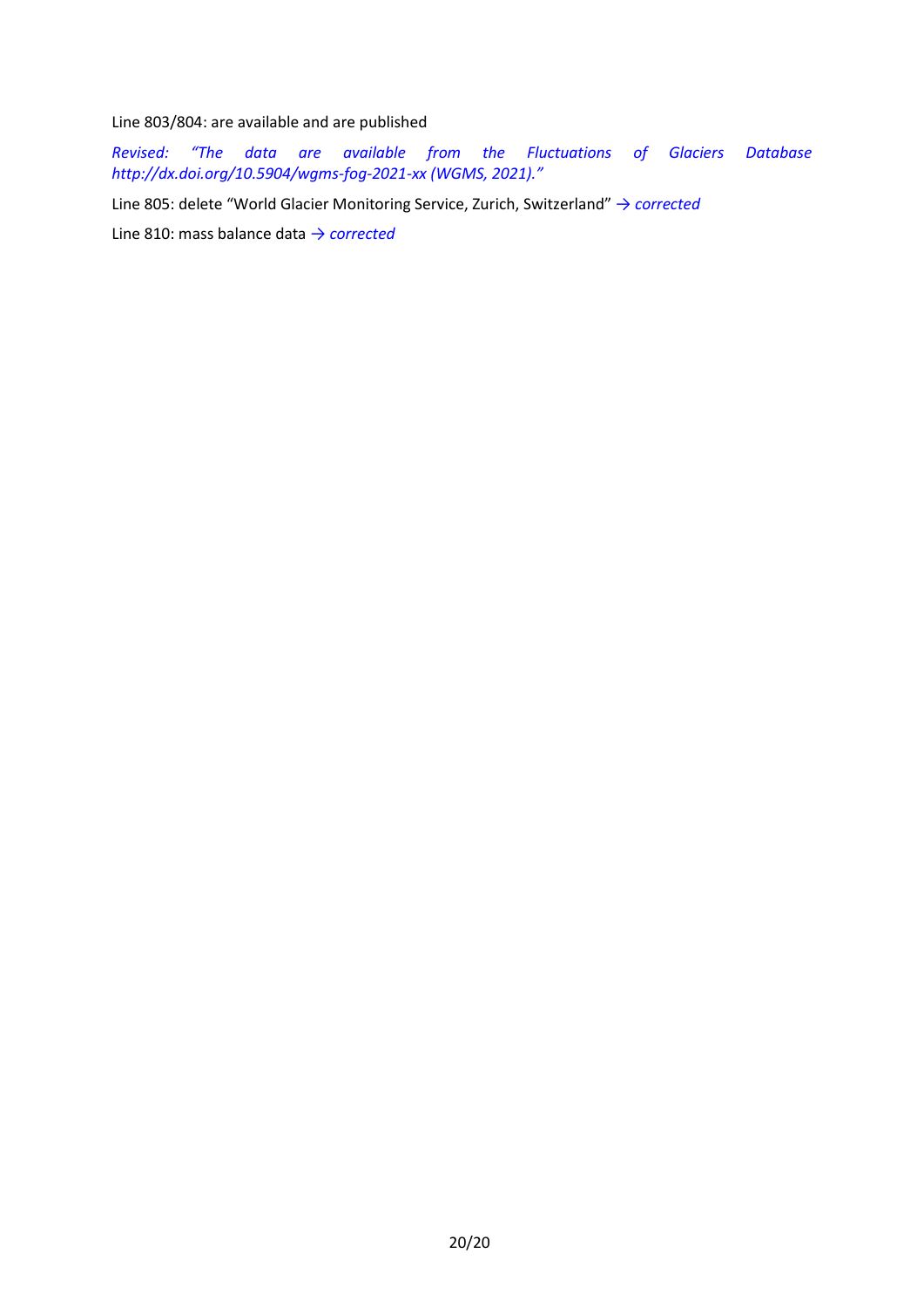Line 803/804: are available and are published

*Revised: "The data are available from the Fluctuations of Glaciers Database http://dx.doi.org/10.5904/wgms-fog-2021-xx (WGMS, 2021)."*

Line 805: delete "World Glacier Monitoring Service, Zurich, Switzerland" *→ corrected*

Line 810: mass balance data *→ corrected*